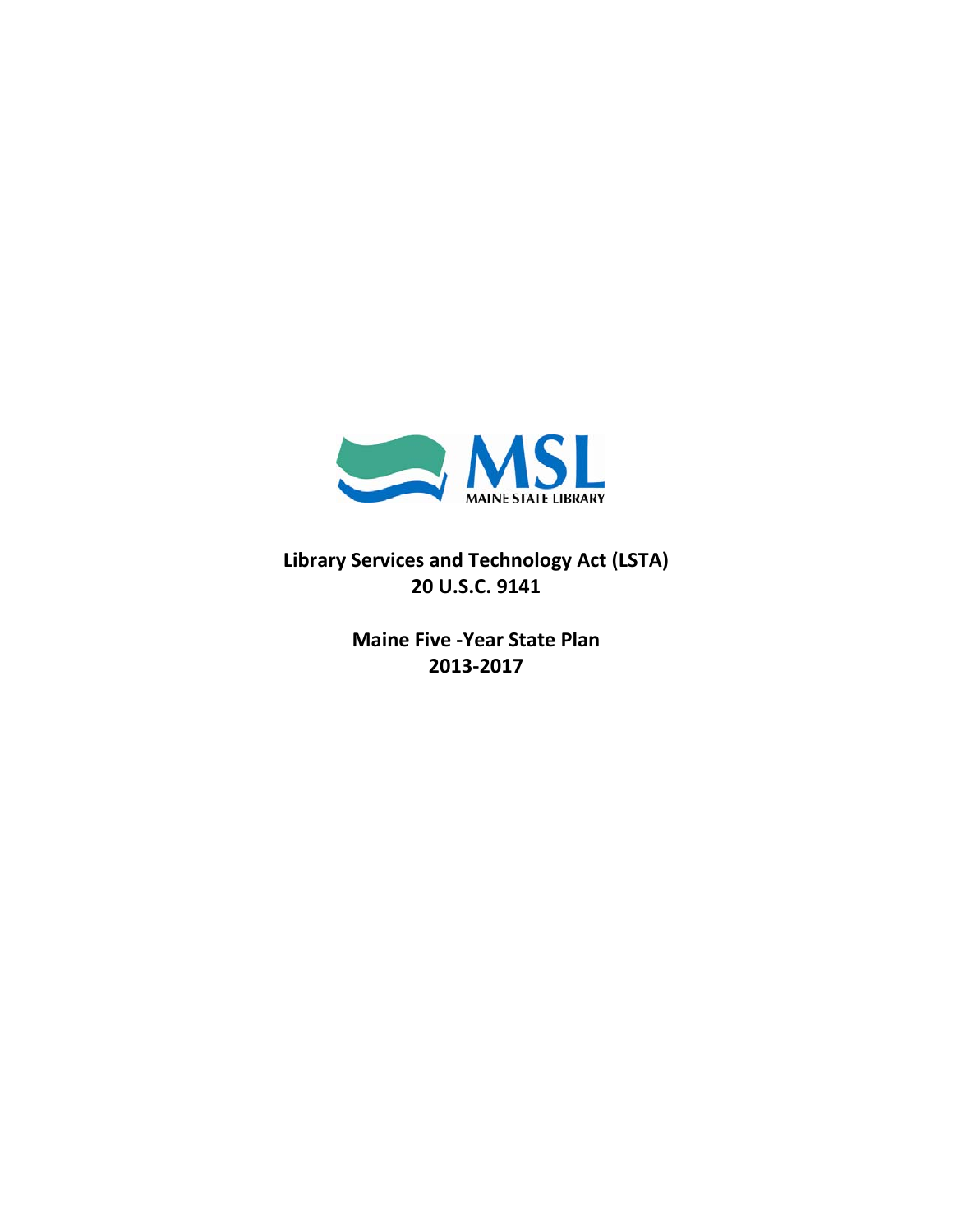MSL

MAINE STATE LIBRARY

**Library Services and Technology Act (LSTA)**
**20 U.S.C. 9141**

**Maine Five -Year State Plan**
**2013-2017**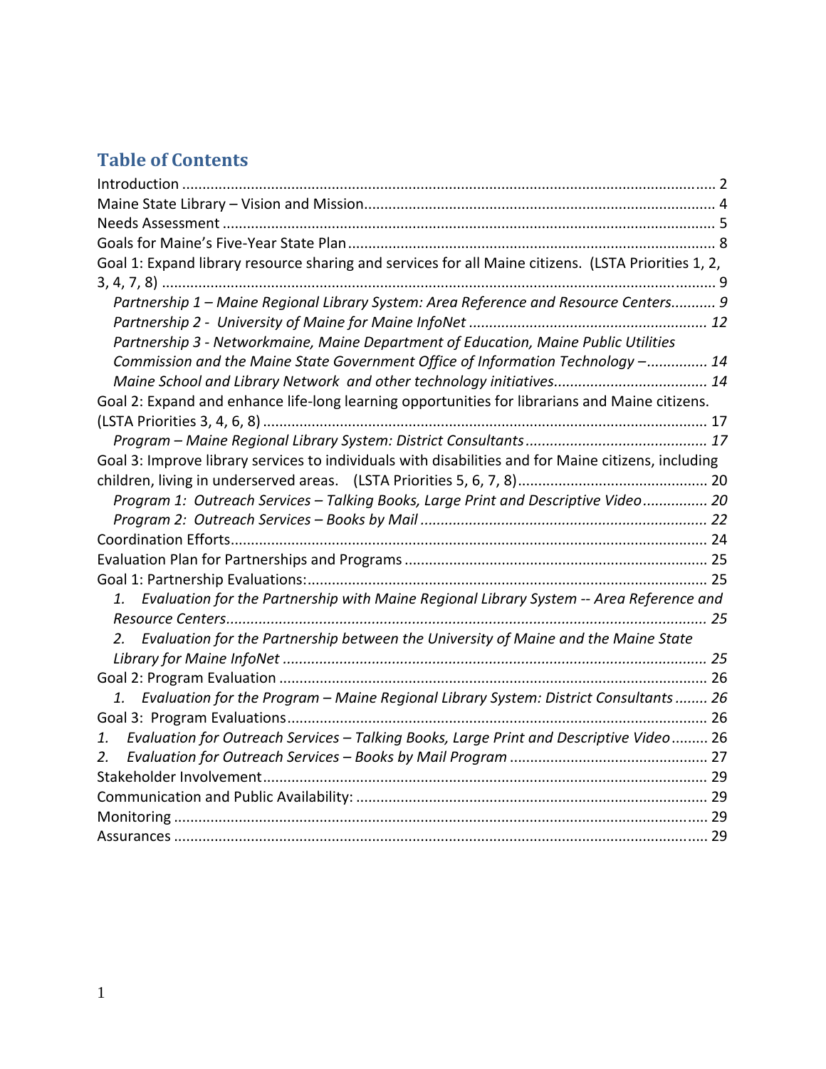## Table of Contents

Introduction ........................................................................................................................ 2
Maine State Library – Vision and Mission........................................................................ 4
Needs Assessment ............................................................................................................ 5
Goals for Maine's Five-Year State Plan ............................................................................ 8
Goal 1: Expand library resource sharing and services for all Maine citizens. (LSTA Priorities 1, 2, 3, 4, 7, 8) .................................................................................................................... 9
 *Partnership 1 – Maine Regional Library System: Area Reference and Resource Centers........... 9*
 *Partnership 2 - University of Maine for Maine InfoNet ........................................................ 12*
 *Partnership 3 - Networkmaine, Maine Department of Education, Maine Public Utilities Commission and the Maine State Government Office of Information Technology –.............. 14*
 *Maine School and Library Network and other technology initiatives.................................... 14*
Goal 2: Expand and enhance life-long learning opportunities for librarians and Maine citizens. (LSTA Priorities 3, 4, 6, 8) ..................................................................................................... 17
 *Program – Maine Regional Library System: District Consultants ........................................... 17*
Goal 3: Improve library services to individuals with disabilities and for Maine citizens, including children, living in underserved areas. (LSTA Priorities 5, 6, 7, 8)............................................ 20
 *Program 1: Outreach Services – Talking Books, Large Print and Descriptive Video............... 20*
 *Program 2: Outreach Services – Books by Mail .................................................................... 22*
Coordination Efforts............................................................................................................. 24
Evaluation Plan for Partnerships and Programs .................................................................. 25
Goal 1: Partnership Evaluations:.......................................................................................... 25
 *1. Evaluation for the Partnership with Maine Regional Library System -- Area Reference and Resource Centers...................................................................................................................... 25*
 *2. Evaluation for the Partnership between the University of Maine and the Maine State Library for Maine InfoNet ........................................................................................................ 25*
Goal 2: Program Evaluation ................................................................................................. 26
 *1. Evaluation for the Program – Maine Regional Library System: District Consultants ........ 26*
Goal 3: Program Evaluations................................................................................................ 26
*1. Evaluation for Outreach Services – Talking Books, Large Print and Descriptive Video......... 26*
*2. Evaluation for Outreach Services – Books by Mail Program ................................................ 27*
Stakeholder Involvement...................................................................................................... 29
Communication and Public Availability: .............................................................................. 29
Monitoring ............................................................................................................................ 29
Assurances ........................................................................................................................... 29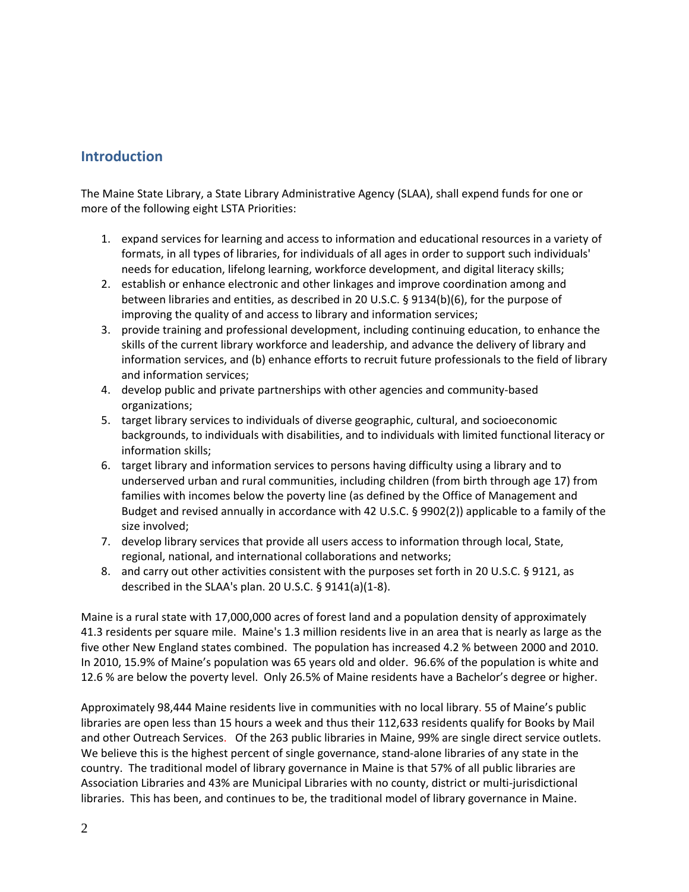## Introduction

The Maine State Library, a State Library Administrative Agency (SLAA), shall expend funds for one or more of the following eight LSTA Priorities:

1. expand services for learning and access to information and educational resources in a variety of formats, in all types of libraries, for individuals of all ages in order to support such individuals' needs for education, lifelong learning, workforce development, and digital literacy skills;
2. establish or enhance electronic and other linkages and improve coordination among and between libraries and entities, as described in 20 U.S.C. § 9134(b)(6), for the purpose of improving the quality of and access to library and information services;
3. provide training and professional development, including continuing education, to enhance the skills of the current library workforce and leadership, and advance the delivery of library and information services, and (b) enhance efforts to recruit future professionals to the field of library and information services;
4. develop public and private partnerships with other agencies and community-based organizations;
5. target library services to individuals of diverse geographic, cultural, and socioeconomic backgrounds, to individuals with disabilities, and to individuals with limited functional literacy or information skills;
6. target library and information services to persons having difficulty using a library and to underserved urban and rural communities, including children (from birth through age 17) from families with incomes below the poverty line (as defined by the Office of Management and Budget and revised annually in accordance with 42 U.S.C. § 9902(2)) applicable to a family of the size involved;
7. develop library services that provide all users access to information through local, State, regional, national, and international collaborations and networks;
8. and carry out other activities consistent with the purposes set forth in 20 U.S.C. § 9121, as described in the SLAA's plan. 20 U.S.C. § 9141(a)(1-8).

Maine is a rural state with 17,000,000 acres of forest land and a population density of approximately 41.3 residents per square mile. Maine's 1.3 million residents live in an area that is nearly as large as the five other New England states combined. The population has increased 4.2 % between 2000 and 2010. In 2010, 15.9% of Maine's population was 65 years old and older. 96.6% of the population is white and 12.6 % are below the poverty level. Only 26.5% of Maine residents have a Bachelor's degree or higher.

Approximately 98,444 Maine residents live in communities with no local library. 55 of Maine's public libraries are open less than 15 hours a week and thus their 112,633 residents qualify for Books by Mail and other Outreach Services. Of the 263 public libraries in Maine, 99% are single direct service outlets. We believe this is the highest percent of single governance, stand-alone libraries of any state in the country. The traditional model of library governance in Maine is that 57% of all public libraries are Association Libraries and 43% are Municipal Libraries with no county, district or multi-jurisdictional libraries. This has been, and continues to be, the traditional model of library governance in Maine.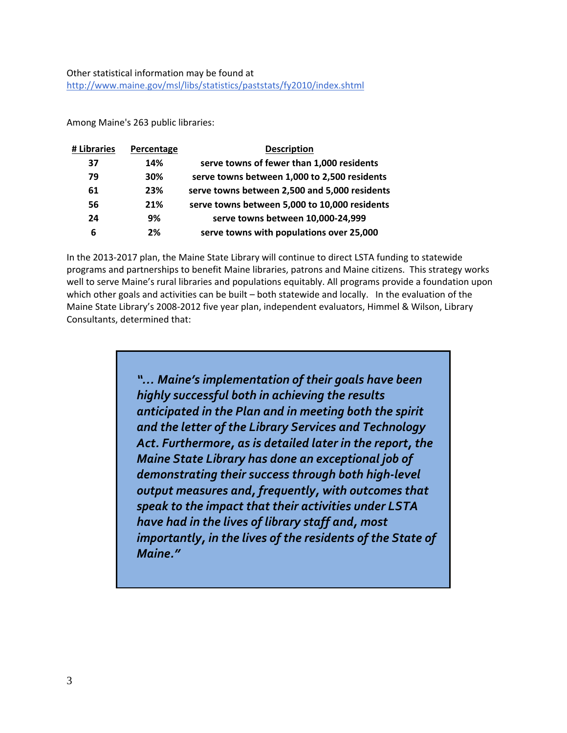Other statistical information may be found at
http://www.maine.gov/msl/libs/statistics/paststats/fy2010/index.shtml

Among Maine's 263 public libraries:

| # Libraries | Percentage | Description |
|---|---|---|
| **37** | **14%** | **serve towns of fewer than 1,000 residents** |
| **79** | **30%** | **serve towns between 1,000 to 2,500 residents** |
| **61** | **23%** | **serve towns between 2,500 and 5,000 residents** |
| **56** | **21%** | **serve towns between 5,000 to 10,000 residents** |
| **24** | **9%** | **serve towns between 10,000-24,999** |
| **6** | **2%** | **serve towns with populations over 25,000** |

In the 2013-2017 plan, the Maine State Library will continue to direct LSTA funding to statewide programs and partnerships to benefit Maine libraries, patrons and Maine citizens. This strategy works well to serve Maine's rural libraries and populations equitably. All programs provide a foundation upon which other goals and activities can be built – both statewide and locally. In the evaluation of the Maine State Library's 2008-2012 five year plan, independent evaluators, Himmel & Wilson, Library Consultants, determined that:

> ***"… Maine's implementation of their goals have been highly successful both in achieving the results anticipated in the Plan and in meeting both the spirit and the letter of the Library Services and Technology Act. Furthermore, as is detailed later in the report, the Maine State Library has done an exceptional job of demonstrating their success through both high-level output measures and, frequently, with outcomes that speak to the impact that their activities under LSTA have had in the lives of library staff and, most importantly, in the lives of the residents of the State of Maine."***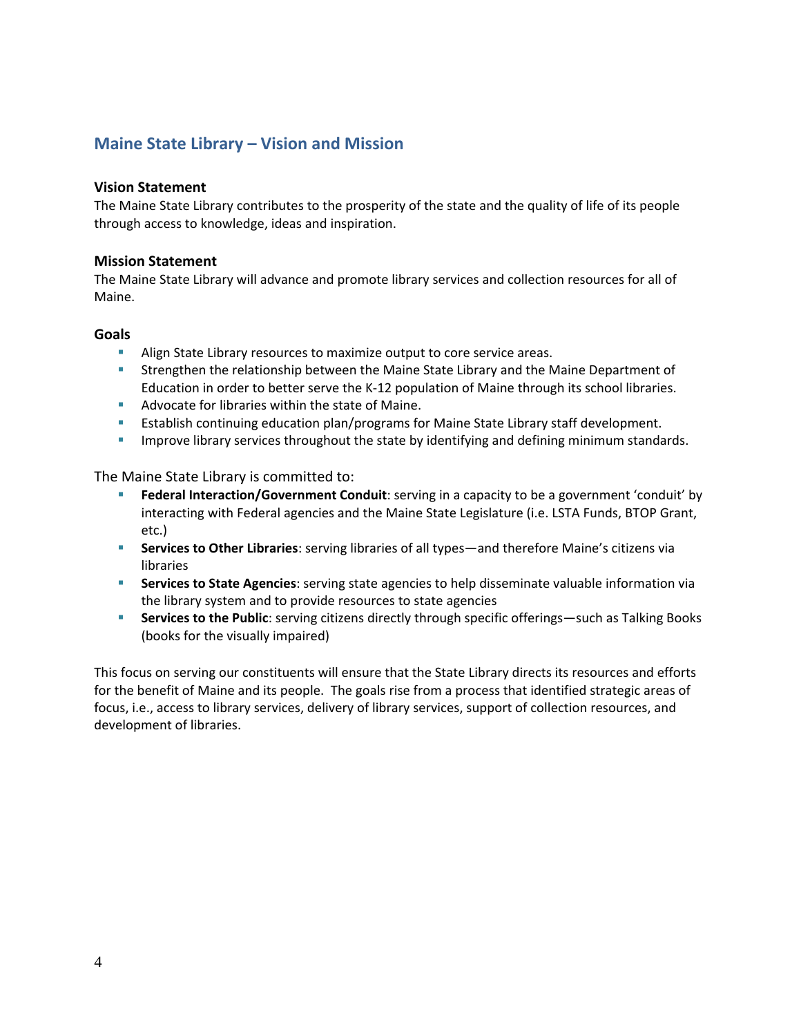## Maine State Library – Vision and Mission

### Vision Statement

The Maine State Library contributes to the prosperity of the state and the quality of life of its people through access to knowledge, ideas and inspiration.

### Mission Statement

The Maine State Library will advance and promote library services and collection resources for all of Maine.

### Goals

- Align State Library resources to maximize output to core service areas.
- Strengthen the relationship between the Maine State Library and the Maine Department of Education in order to better serve the K-12 population of Maine through its school libraries.
- Advocate for libraries within the state of Maine.
- Establish continuing education plan/programs for Maine State Library staff development.
- Improve library services throughout the state by identifying and defining minimum standards.

The Maine State Library is committed to:

- **Federal Interaction/Government Conduit**: serving in a capacity to be a government 'conduit' by interacting with Federal agencies and the Maine State Legislature (i.e. LSTA Funds, BTOP Grant, etc.)
- **Services to Other Libraries**: serving libraries of all types—and therefore Maine's citizens via libraries
- **Services to State Agencies**: serving state agencies to help disseminate valuable information via the library system and to provide resources to state agencies
- **Services to the Public**: serving citizens directly through specific offerings—such as Talking Books (books for the visually impaired)

This focus on serving our constituents will ensure that the State Library directs its resources and efforts for the benefit of Maine and its people. The goals rise from a process that identified strategic areas of focus, i.e., access to library services, delivery of library services, support of collection resources, and development of libraries.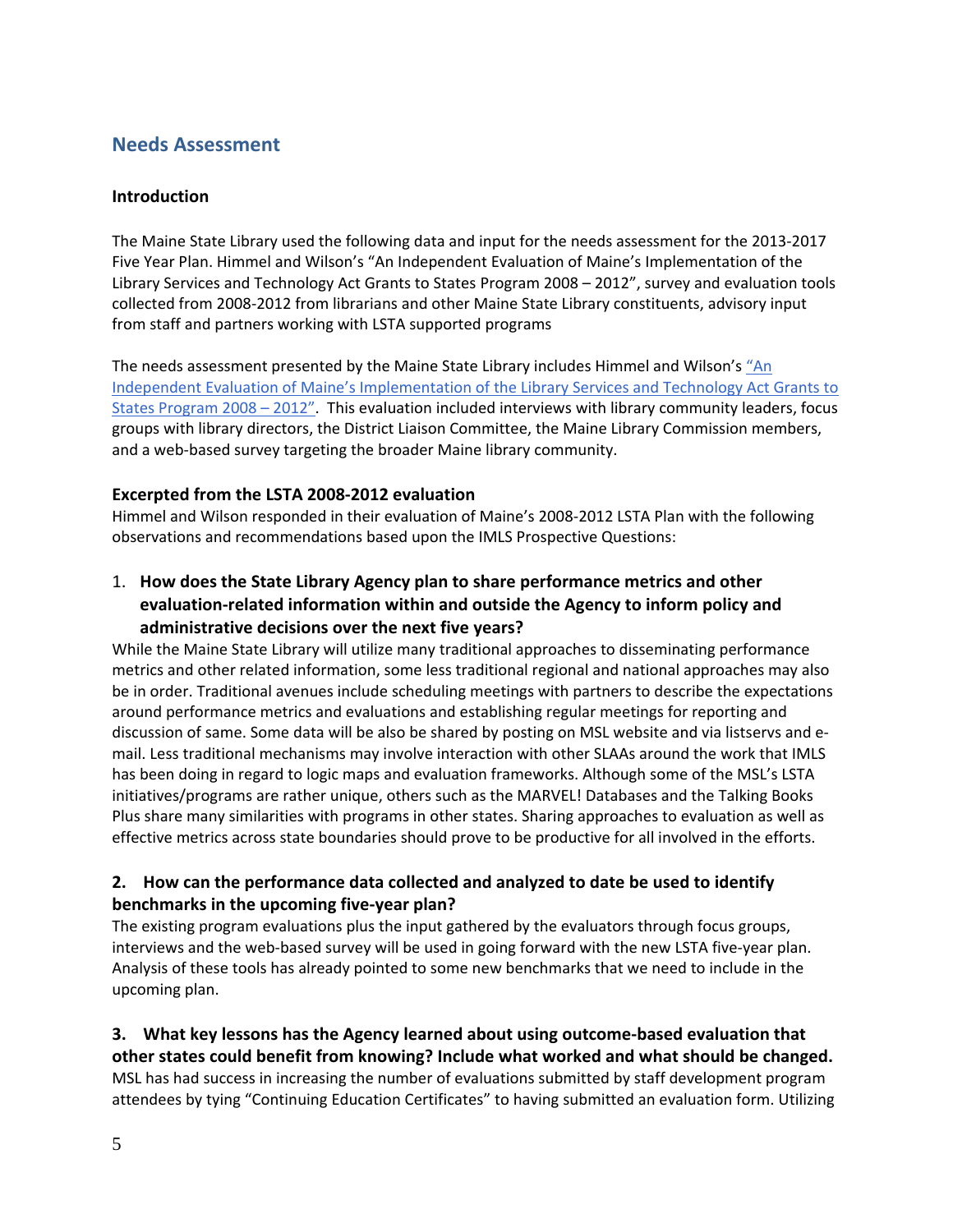## Needs Assessment

### Introduction

The Maine State Library used the following data and input for the needs assessment for the 2013-2017 Five Year Plan. Himmel and Wilson's "An Independent Evaluation of Maine's Implementation of the Library Services and Technology Act Grants to States Program 2008 – 2012", survey and evaluation tools collected from 2008-2012 from librarians and other Maine State Library constituents, advisory input from staff and partners working with LSTA supported programs

The needs assessment presented by the Maine State Library includes Himmel and Wilson's "An Independent Evaluation of Maine's Implementation of the Library Services and Technology Act Grants to States Program 2008 – 2012". This evaluation included interviews with library community leaders, focus groups with library directors, the District Liaison Committee, the Maine Library Commission members, and a web-based survey targeting the broader Maine library community.

### Excerpted from the LSTA 2008-2012 evaluation

Himmel and Wilson responded in their evaluation of Maine's 2008-2012 LSTA Plan with the following observations and recommendations based upon the IMLS Prospective Questions:

1. **How does the State Library Agency plan to share performance metrics and other evaluation-related information within and outside the Agency to inform policy and administrative decisions over the next five years?**

While the Maine State Library will utilize many traditional approaches to disseminating performance metrics and other related information, some less traditional regional and national approaches may also be in order. Traditional avenues include scheduling meetings with partners to describe the expectations around performance metrics and evaluations and establishing regular meetings for reporting and discussion of same. Some data will be also be shared by posting on MSL website and via listservs and e-mail. Less traditional mechanisms may involve interaction with other SLAAs around the work that IMLS has been doing in regard to logic maps and evaluation frameworks. Although some of the MSL's LSTA initiatives/programs are rather unique, others such as the MARVEL! Databases and the Talking Books Plus share many similarities with programs in other states. Sharing approaches to evaluation as well as effective metrics across state boundaries should prove to be productive for all involved in the efforts.

**2. How can the performance data collected and analyzed to date be used to identify benchmarks in the upcoming five-year plan?**

The existing program evaluations plus the input gathered by the evaluators through focus groups, interviews and the web-based survey will be used in going forward with the new LSTA five-year plan. Analysis of these tools has already pointed to some new benchmarks that we need to include in the upcoming plan.

**3. What key lessons has the Agency learned about using outcome-based evaluation that other states could benefit from knowing? Include what worked and what should be changed.**

MSL has had success in increasing the number of evaluations submitted by staff development program attendees by tying "Continuing Education Certificates" to having submitted an evaluation form. Utilizing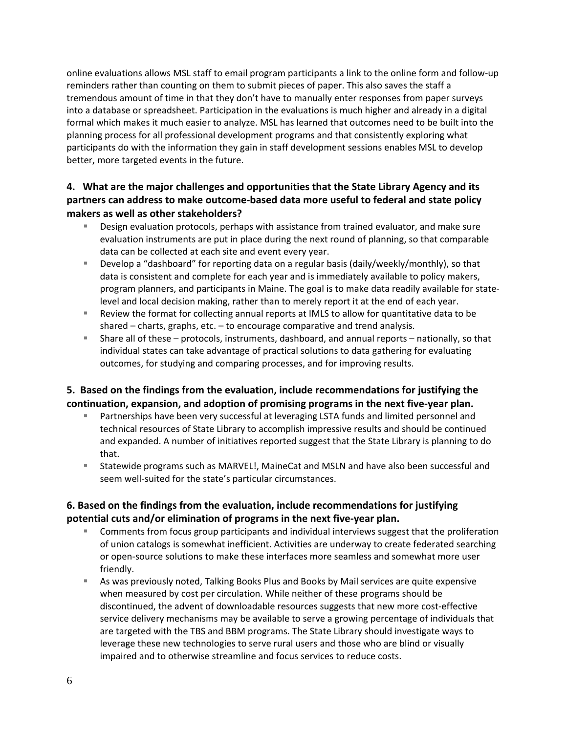online evaluations allows MSL staff to email program participants a link to the online form and follow-up reminders rather than counting on them to submit pieces of paper. This also saves the staff a tremendous amount of time in that they don't have to manually enter responses from paper surveys into a database or spreadsheet. Participation in the evaluations is much higher and already in a digital formal which makes it much easier to analyze. MSL has learned that outcomes need to be built into the planning process for all professional development programs and that consistently exploring what participants do with the information they gain in staff development sessions enables MSL to develop better, more targeted events in the future.

### 4. What are the major challenges and opportunities that the State Library Agency and its partners can address to make outcome-based data more useful to federal and state policy makers as well as other stakeholders?

- Design evaluation protocols, perhaps with assistance from trained evaluator, and make sure evaluation instruments are put in place during the next round of planning, so that comparable data can be collected at each site and event every year.
- Develop a "dashboard" for reporting data on a regular basis (daily/weekly/monthly), so that data is consistent and complete for each year and is immediately available to policy makers, program planners, and participants in Maine. The goal is to make data readily available for state-level and local decision making, rather than to merely report it at the end of each year.
- Review the format for collecting annual reports at IMLS to allow for quantitative data to be shared – charts, graphs, etc. – to encourage comparative and trend analysis.
- Share all of these – protocols, instruments, dashboard, and annual reports – nationally, so that individual states can take advantage of practical solutions to data gathering for evaluating outcomes, for studying and comparing processes, and for improving results.

### 5. Based on the findings from the evaluation, include recommendations for justifying the continuation, expansion, and adoption of promising programs in the next five-year plan.

- Partnerships have been very successful at leveraging LSTA funds and limited personnel and technical resources of State Library to accomplish impressive results and should be continued and expanded. A number of initiatives reported suggest that the State Library is planning to do that.
- Statewide programs such as MARVEL!, MaineCat and MSLN and have also been successful and seem well-suited for the state's particular circumstances.

### 6. Based on the findings from the evaluation, include recommendations for justifying potential cuts and/or elimination of programs in the next five-year plan.

- Comments from focus group participants and individual interviews suggest that the proliferation of union catalogs is somewhat inefficient. Activities are underway to create federated searching or open-source solutions to make these interfaces more seamless and somewhat more user friendly.
- As was previously noted, Talking Books Plus and Books by Mail services are quite expensive when measured by cost per circulation. While neither of these programs should be discontinued, the advent of downloadable resources suggests that new more cost-effective service delivery mechanisms may be available to serve a growing percentage of individuals that are targeted with the TBS and BBM programs. The State Library should investigate ways to leverage these new technologies to serve rural users and those who are blind or visually impaired and to otherwise streamline and focus services to reduce costs.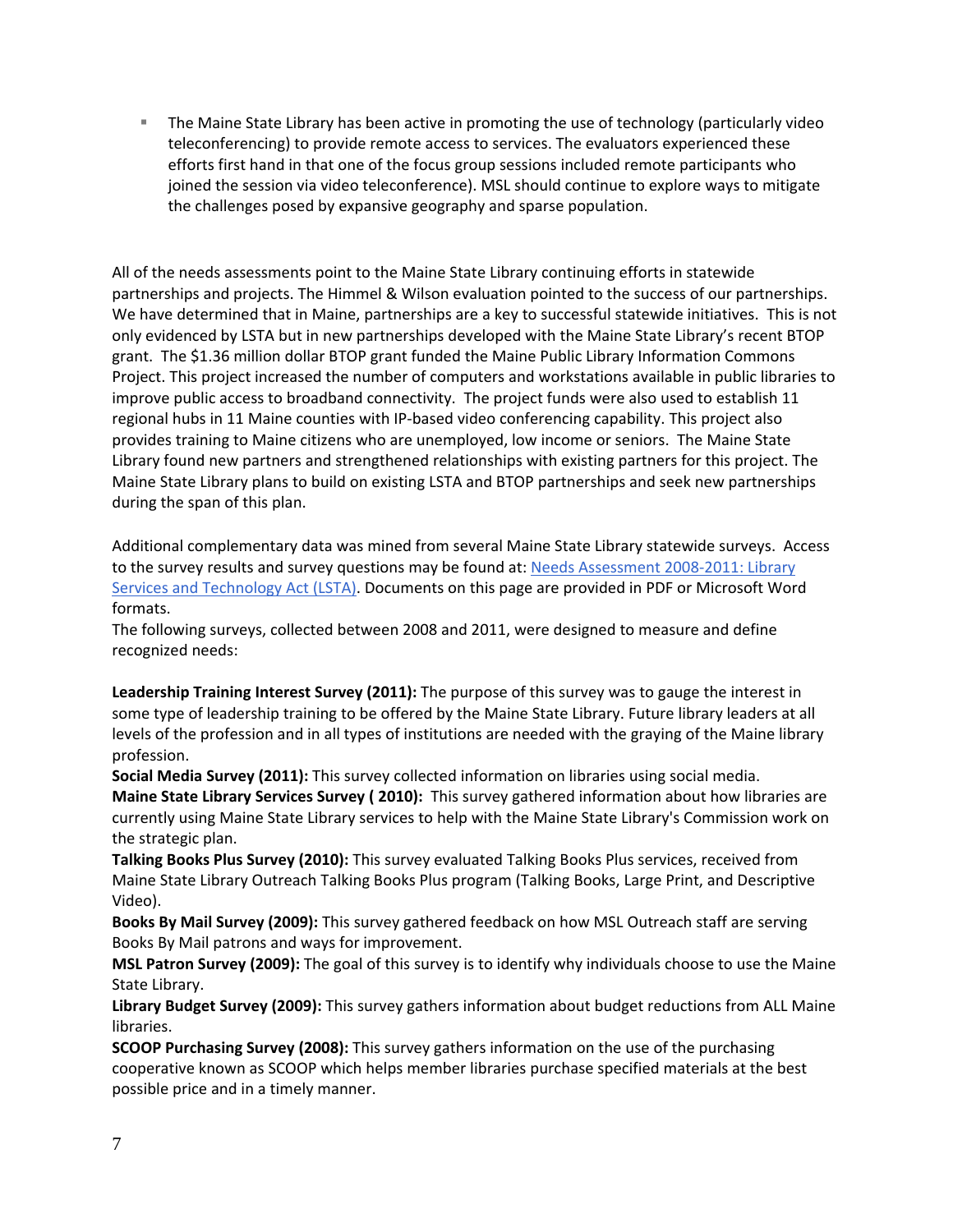- The Maine State Library has been active in promoting the use of technology (particularly video teleconferencing) to provide remote access to services. The evaluators experienced these efforts first hand in that one of the focus group sessions included remote participants who joined the session via video teleconference). MSL should continue to explore ways to mitigate the challenges posed by expansive geography and sparse population.

All of the needs assessments point to the Maine State Library continuing efforts in statewide partnerships and projects. The Himmel & Wilson evaluation pointed to the success of our partnerships. We have determined that in Maine, partnerships are a key to successful statewide initiatives. This is not only evidenced by LSTA but in new partnerships developed with the Maine State Library's recent BTOP grant. The $1.36 million dollar BTOP grant funded the Maine Public Library Information Commons Project. This project increased the number of computers and workstations available in public libraries to improve public access to broadband connectivity. The project funds were also used to establish 11 regional hubs in 11 Maine counties with IP-based video conferencing capability. This project also provides training to Maine citizens who are unemployed, low income or seniors. The Maine State Library found new partners and strengthened relationships with existing partners for this project. The Maine State Library plans to build on existing LSTA and BTOP partnerships and seek new partnerships during the span of this plan.

Additional complementary data was mined from several Maine State Library statewide surveys. Access to the survey results and survey questions may be found at: Needs Assessment 2008-2011: Library Services and Technology Act (LSTA). Documents on this page are provided in PDF or Microsoft Word formats.
The following surveys, collected between 2008 and 2011, were designed to measure and define recognized needs:

**Leadership Training Interest Survey (2011):** The purpose of this survey was to gauge the interest in some type of leadership training to be offered by the Maine State Library. Future library leaders at all levels of the profession and in all types of institutions are needed with the graying of the Maine library profession.
**Social Media Survey (2011):** This survey collected information on libraries using social media.
**Maine State Library Services Survey ( 2010):** This survey gathered information about how libraries are currently using Maine State Library services to help with the Maine State Library's Commission work on the strategic plan.
**Talking Books Plus Survey (2010):** This survey evaluated Talking Books Plus services, received from Maine State Library Outreach Talking Books Plus program (Talking Books, Large Print, and Descriptive Video).
**Books By Mail Survey (2009):** This survey gathered feedback on how MSL Outreach staff are serving Books By Mail patrons and ways for improvement.
**MSL Patron Survey (2009):** The goal of this survey is to identify why individuals choose to use the Maine State Library.
**Library Budget Survey (2009):** This survey gathers information about budget reductions from ALL Maine libraries.
**SCOOP Purchasing Survey (2008):** This survey gathers information on the use of the purchasing cooperative known as SCOOP which helps member libraries purchase specified materials at the best possible price and in a timely manner.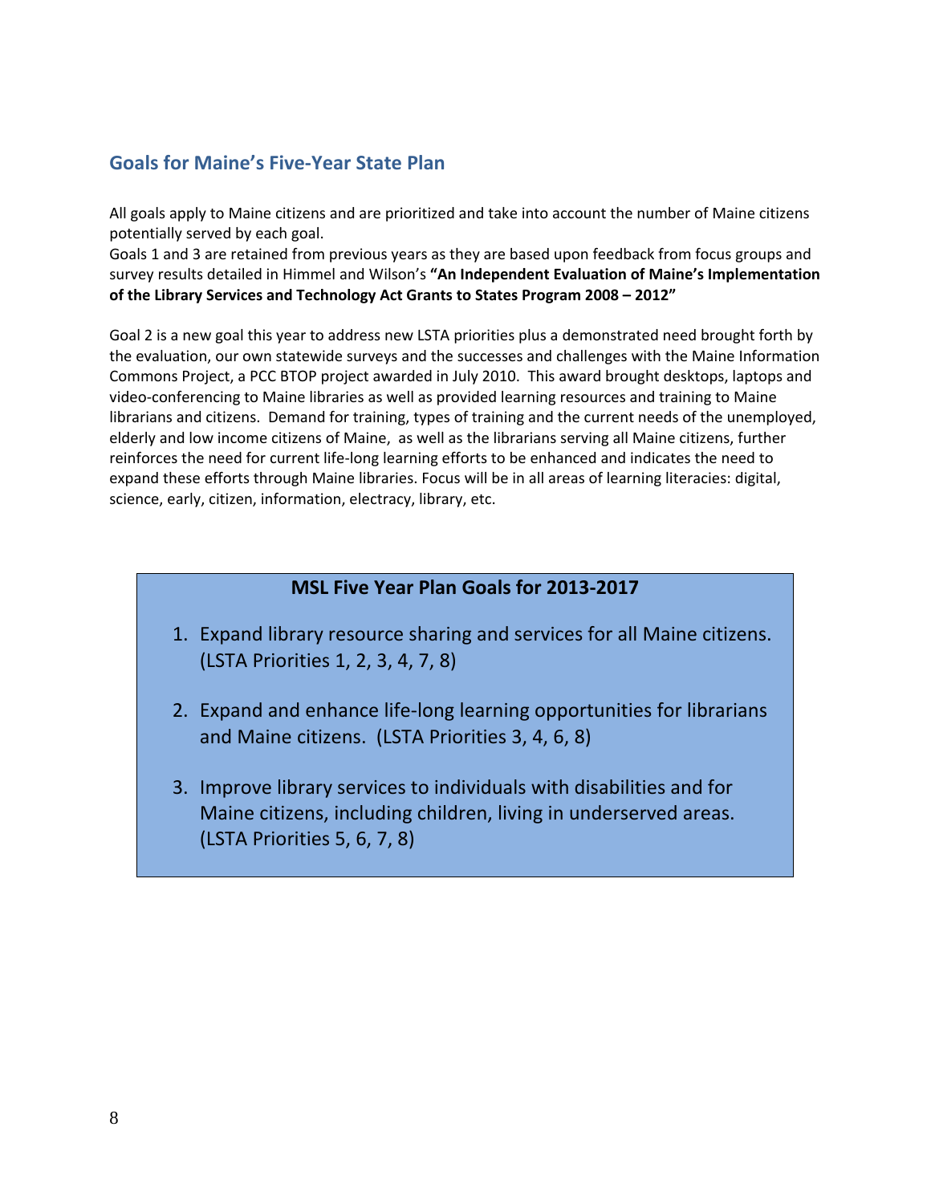## Goals for Maine's Five-Year State Plan

All goals apply to Maine citizens and are prioritized and take into account the number of Maine citizens potentially served by each goal.
Goals 1 and 3 are retained from previous years as they are based upon feedback from focus groups and survey results detailed in Himmel and Wilson's **"An Independent Evaluation of Maine's Implementation of the Library Services and Technology Act Grants to States Program 2008 – 2012"**

Goal 2 is a new goal this year to address new LSTA priorities plus a demonstrated need brought forth by the evaluation, our own statewide surveys and the successes and challenges with the Maine Information Commons Project, a PCC BTOP project awarded in July 2010. This award brought desktops, laptops and video-conferencing to Maine libraries as well as provided learning resources and training to Maine librarians and citizens. Demand for training, types of training and the current needs of the unemployed, elderly and low income citizens of Maine, as well as the librarians serving all Maine citizens, further reinforces the need for current life-long learning efforts to be enhanced and indicates the need to expand these efforts through Maine libraries. Focus will be in all areas of learning literacies: digital, science, early, citizen, information, electracy, library, etc.

**MSL Five Year Plan Goals for 2013-2017**

1. Expand library resource sharing and services for all Maine citizens. (LSTA Priorities 1, 2, 3, 4, 7, 8)
2. Expand and enhance life-long learning opportunities for librarians and Maine citizens. (LSTA Priorities 3, 4, 6, 8)
3. Improve library services to individuals with disabilities and for Maine citizens, including children, living in underserved areas. (LSTA Priorities 5, 6, 7, 8)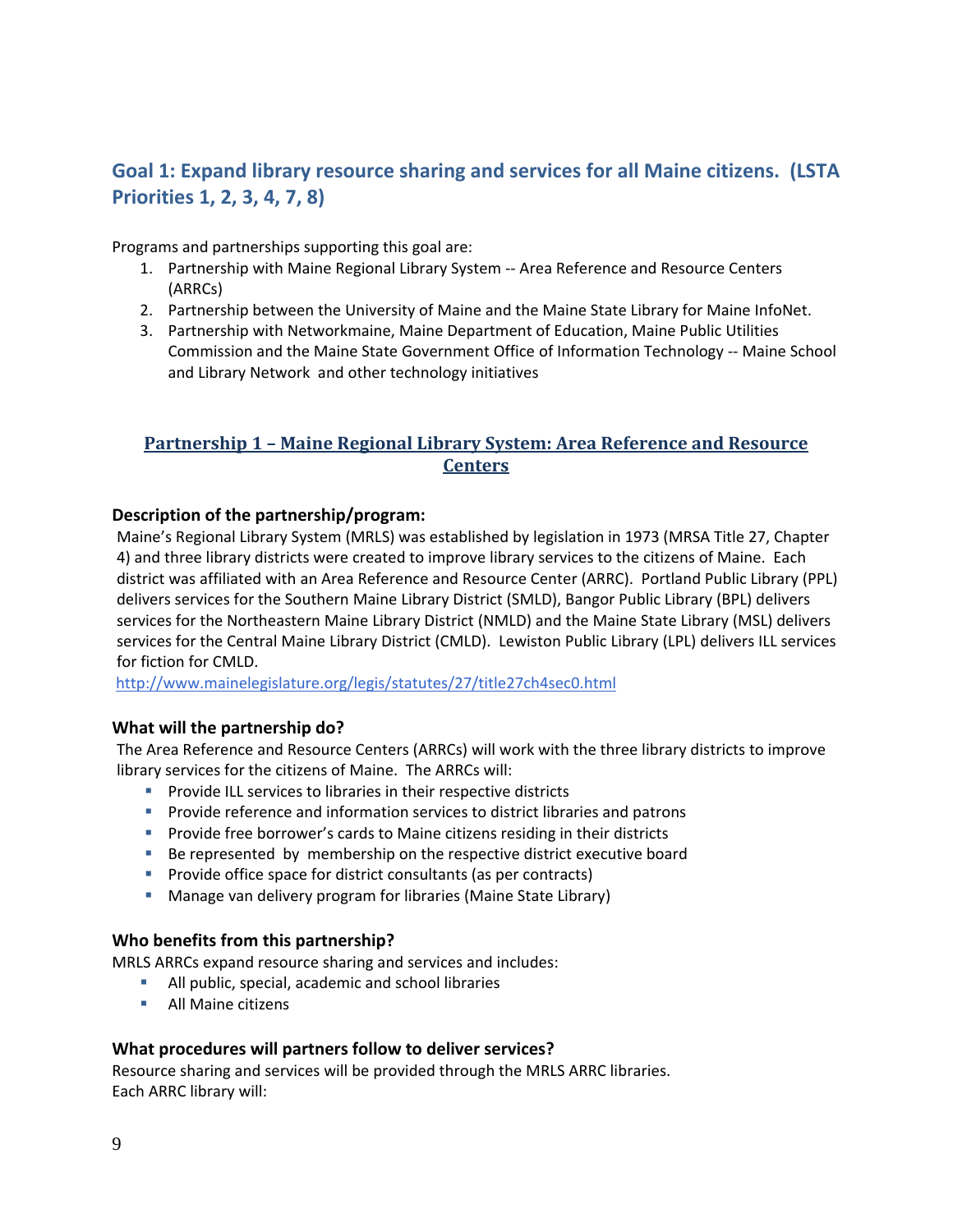## Goal 1: Expand library resource sharing and services for all Maine citizens. (LSTA Priorities 1, 2, 3, 4, 7, 8)

Programs and partnerships supporting this goal are:

1. Partnership with Maine Regional Library System -- Area Reference and Resource Centers (ARRCs)
2. Partnership between the University of Maine and the Maine State Library for Maine InfoNet.
3. Partnership with Networkmaine, Maine Department of Education, Maine Public Utilities Commission and the Maine State Government Office of Information Technology -- Maine School and Library Network and other technology initiatives

### Partnership 1 – Maine Regional Library System: Area Reference and Resource Centers

#### Description of the partnership/program:

Maine's Regional Library System (MRLS) was established by legislation in 1973 (MRSA Title 27, Chapter 4) and three library districts were created to improve library services to the citizens of Maine. Each district was affiliated with an Area Reference and Resource Center (ARRC). Portland Public Library (PPL) delivers services for the Southern Maine Library District (SMLD), Bangor Public Library (BPL) delivers services for the Northeastern Maine Library District (NMLD) and the Maine State Library (MSL) delivers services for the Central Maine Library District (CMLD). Lewiston Public Library (LPL) delivers ILL services for fiction for CMLD.
http://www.mainelegislature.org/legis/statutes/27/title27ch4sec0.html

#### What will the partnership do?

The Area Reference and Resource Centers (ARRCs) will work with the three library districts to improve library services for the citizens of Maine. The ARRCs will:

- Provide ILL services to libraries in their respective districts
- Provide reference and information services to district libraries and patrons
- Provide free borrower's cards to Maine citizens residing in their districts
- Be represented by membership on the respective district executive board
- Provide office space for district consultants (as per contracts)
- Manage van delivery program for libraries (Maine State Library)

#### Who benefits from this partnership?

MRLS ARRCs expand resource sharing and services and includes:

- All public, special, academic and school libraries
- All Maine citizens

#### What procedures will partners follow to deliver services?

Resource sharing and services will be provided through the MRLS ARRC libraries.
Each ARRC library will: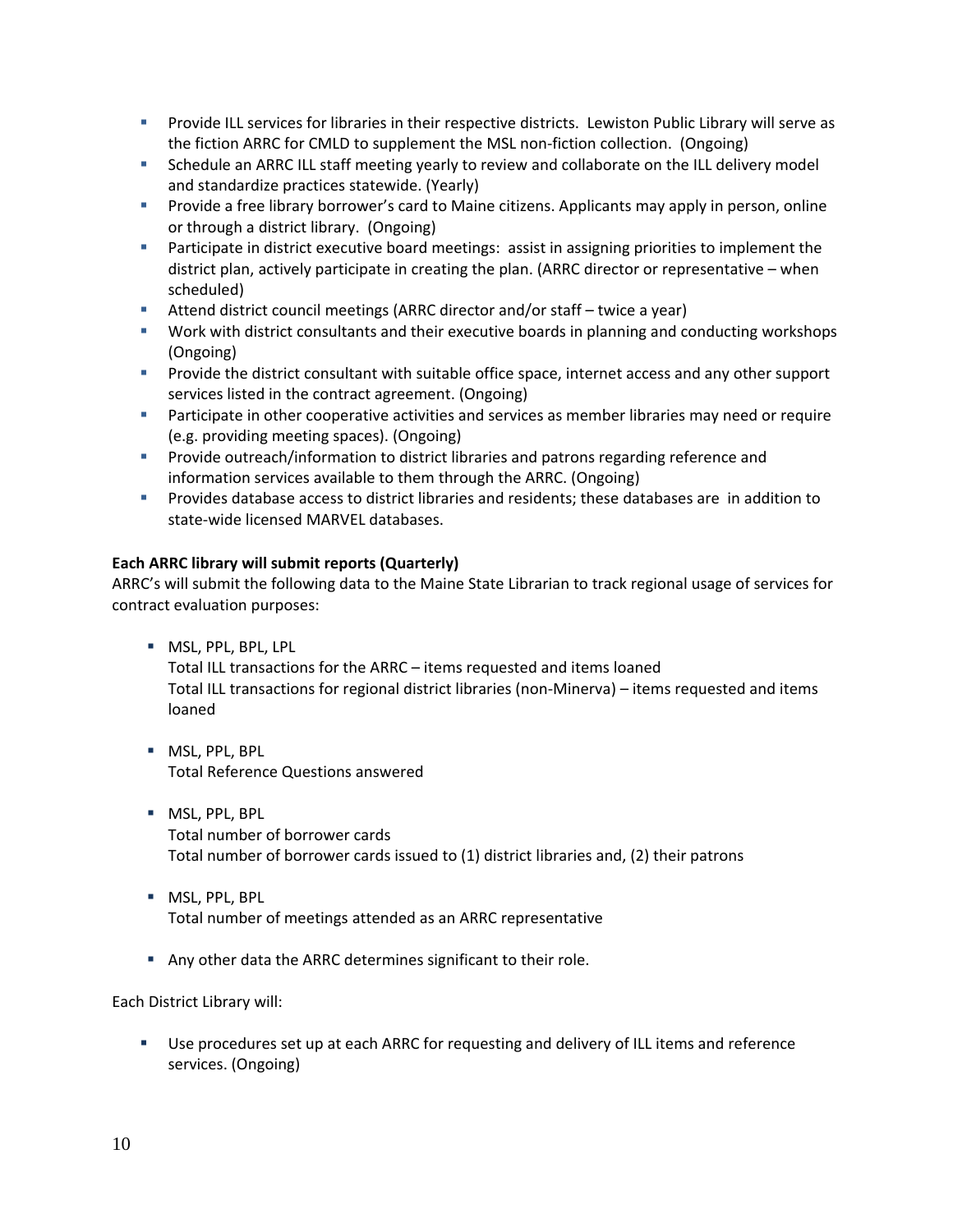- Provide ILL services for libraries in their respective districts. Lewiston Public Library will serve as the fiction ARRC for CMLD to supplement the MSL non-fiction collection. (Ongoing)
- Schedule an ARRC ILL staff meeting yearly to review and collaborate on the ILL delivery model and standardize practices statewide. (Yearly)
- Provide a free library borrower's card to Maine citizens. Applicants may apply in person, online or through a district library. (Ongoing)
- Participate in district executive board meetings: assist in assigning priorities to implement the district plan, actively participate in creating the plan. (ARRC director or representative – when scheduled)
- Attend district council meetings (ARRC director and/or staff – twice a year)
- Work with district consultants and their executive boards in planning and conducting workshops (Ongoing)
- Provide the district consultant with suitable office space, internet access and any other support services listed in the contract agreement. (Ongoing)
- Participate in other cooperative activities and services as member libraries may need or require (e.g. providing meeting spaces). (Ongoing)
- Provide outreach/information to district libraries and patrons regarding reference and information services available to them through the ARRC. (Ongoing)
- Provides database access to district libraries and residents; these databases are in addition to state-wide licensed MARVEL databases.

**Each ARRC library will submit reports (Quarterly)**

ARRC's will submit the following data to the Maine State Librarian to track regional usage of services for contract evaluation purposes:

- MSL, PPL, BPL, LPL
  Total ILL transactions for the ARRC – items requested and items loaned
  Total ILL transactions for regional district libraries (non-Minerva) – items requested and items loaned

- MSL, PPL, BPL
  Total Reference Questions answered

- MSL, PPL, BPL
  Total number of borrower cards
  Total number of borrower cards issued to (1) district libraries and, (2) their patrons

- MSL, PPL, BPL
  Total number of meetings attended as an ARRC representative

- Any other data the ARRC determines significant to their role.

Each District Library will:

- Use procedures set up at each ARRC for requesting and delivery of ILL items and reference services. (Ongoing)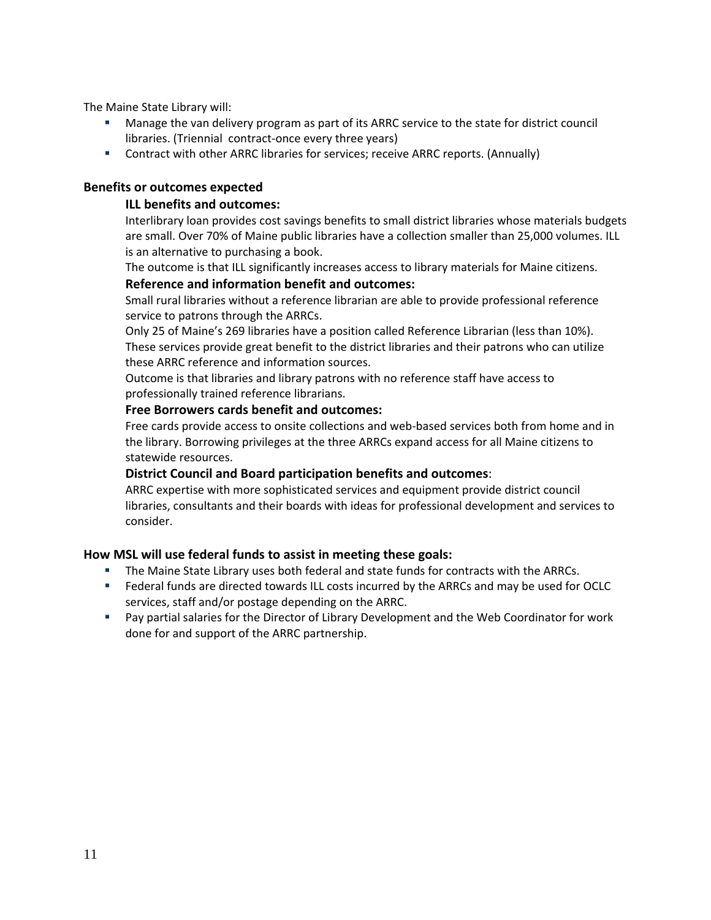The Maine State Library will:

- Manage the van delivery program as part of its ARRC service to the state for district council libraries. (Triennial contract-once every three years)
- Contract with other ARRC libraries for services; receive ARRC reports. (Annually)

### Benefits or outcomes expected

#### ILL benefits and outcomes:

Interlibrary loan provides cost savings benefits to small district libraries whose materials budgets are small. Over 70% of Maine public libraries have a collection smaller than 25,000 volumes. ILL is an alternative to purchasing a book.

The outcome is that ILL significantly increases access to library materials for Maine citizens.

#### Reference and information benefit and outcomes:

Small rural libraries without a reference librarian are able to provide professional reference service to patrons through the ARRCs.

Only 25 of Maine's 269 libraries have a position called Reference Librarian (less than 10%). These services provide great benefit to the district libraries and their patrons who can utilize these ARRC reference and information sources.

Outcome is that libraries and library patrons with no reference staff have access to professionally trained reference librarians.

#### Free Borrowers cards benefit and outcomes:

Free cards provide access to onsite collections and web-based services both from home and in the library. Borrowing privileges at the three ARRCs expand access for all Maine citizens to statewide resources.

#### District Council and Board participation benefits and outcomes:

ARRC expertise with more sophisticated services and equipment provide district council libraries, consultants and their boards with ideas for professional development and services to consider.

### How MSL will use federal funds to assist in meeting these goals:

- The Maine State Library uses both federal and state funds for contracts with the ARRCs.
- Federal funds are directed towards ILL costs incurred by the ARRCs and may be used for OCLC services, staff and/or postage depending on the ARRC.
- Pay partial salaries for the Director of Library Development and the Web Coordinator for work done for and support of the ARRC partnership.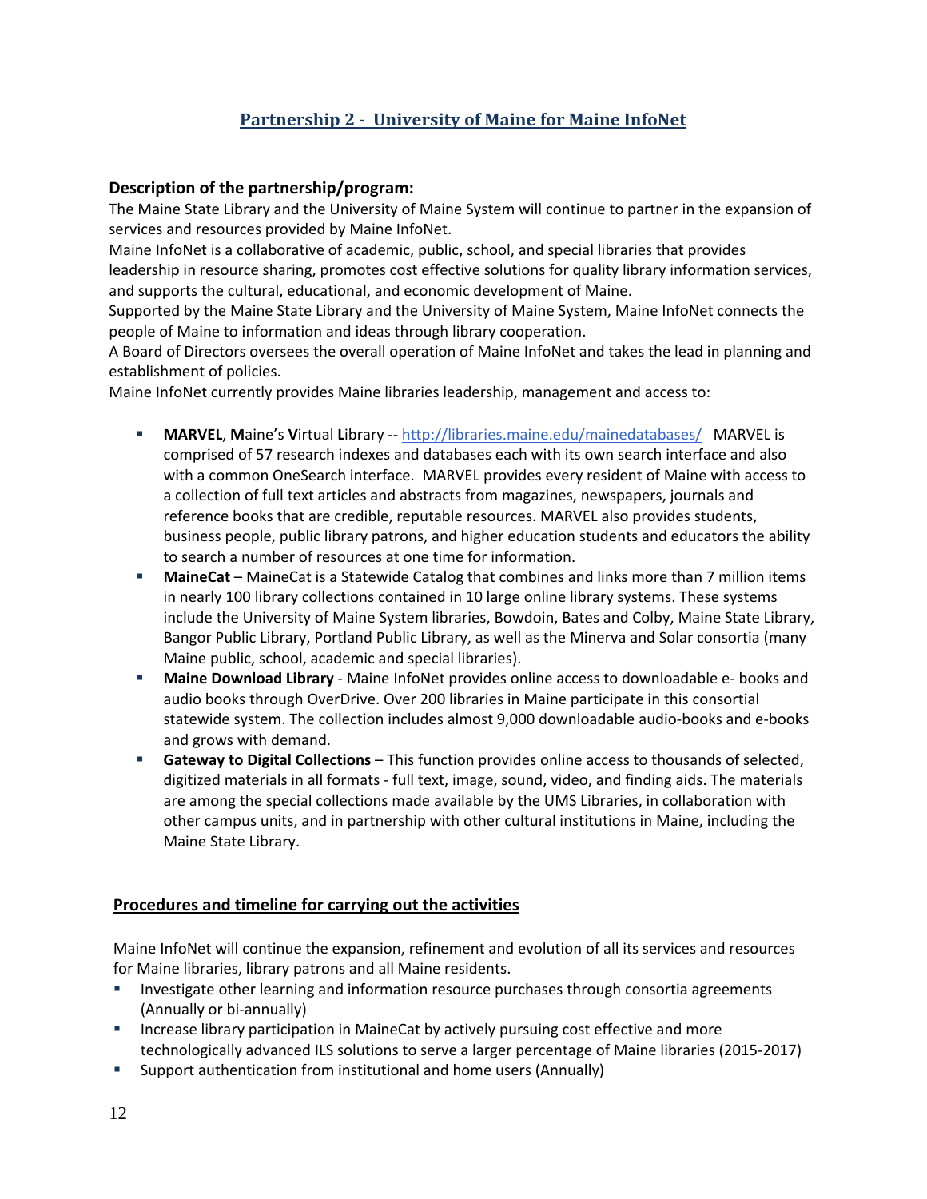## Partnership 2 - University of Maine for Maine InfoNet

### Description of the partnership/program:

The Maine State Library and the University of Maine System will continue to partner in the expansion of services and resources provided by Maine InfoNet.

Maine InfoNet is a collaborative of academic, public, school, and special libraries that provides leadership in resource sharing, promotes cost effective solutions for quality library information services, and supports the cultural, educational, and economic development of Maine.

Supported by the Maine State Library and the University of Maine System, Maine InfoNet connects the people of Maine to information and ideas through library cooperation.

A Board of Directors oversees the overall operation of Maine InfoNet and takes the lead in planning and establishment of policies.

Maine InfoNet currently provides Maine libraries leadership, management and access to:

- **MARVEL**, **M**aine's **V**irtual **L**ibrary -- [http://libraries.maine.edu/mainedatabases/](http://libraries.maine.edu/mainedatabases/) MARVEL is comprised of 57 research indexes and databases each with its own search interface and also with a common OneSearch interface. MARVEL provides every resident of Maine with access to a collection of full text articles and abstracts from magazines, newspapers, journals and reference books that are credible, reputable resources. MARVEL also provides students, business people, public library patrons, and higher education students and educators the ability to search a number of resources at one time for information.
- **MaineCat** – MaineCat is a Statewide Catalog that combines and links more than 7 million items in nearly 100 library collections contained in 10 large online library systems. These systems include the University of Maine System libraries, Bowdoin, Bates and Colby, Maine State Library, Bangor Public Library, Portland Public Library, as well as the Minerva and Solar consortia (many Maine public, school, academic and special libraries).
- **Maine Download Library** - Maine InfoNet provides online access to downloadable e- books and audio books through OverDrive. Over 200 libraries in Maine participate in this consortial statewide system. The collection includes almost 9,000 downloadable audio-books and e-books and grows with demand.
- **Gateway to Digital Collections** – This function provides online access to thousands of selected, digitized materials in all formats - full text, image, sound, video, and finding aids. The materials are among the special collections made available by the UMS Libraries, in collaboration with other campus units, and in partnership with other cultural institutions in Maine, including the Maine State Library.

### Procedures and timeline for carrying out the activities

Maine InfoNet will continue the expansion, refinement and evolution of all its services and resources for Maine libraries, library patrons and all Maine residents.

- Investigate other learning and information resource purchases through consortia agreements (Annually or bi-annually)
- Increase library participation in MaineCat by actively pursuing cost effective and more technologically advanced ILS solutions to serve a larger percentage of Maine libraries (2015-2017)
- Support authentication from institutional and home users (Annually)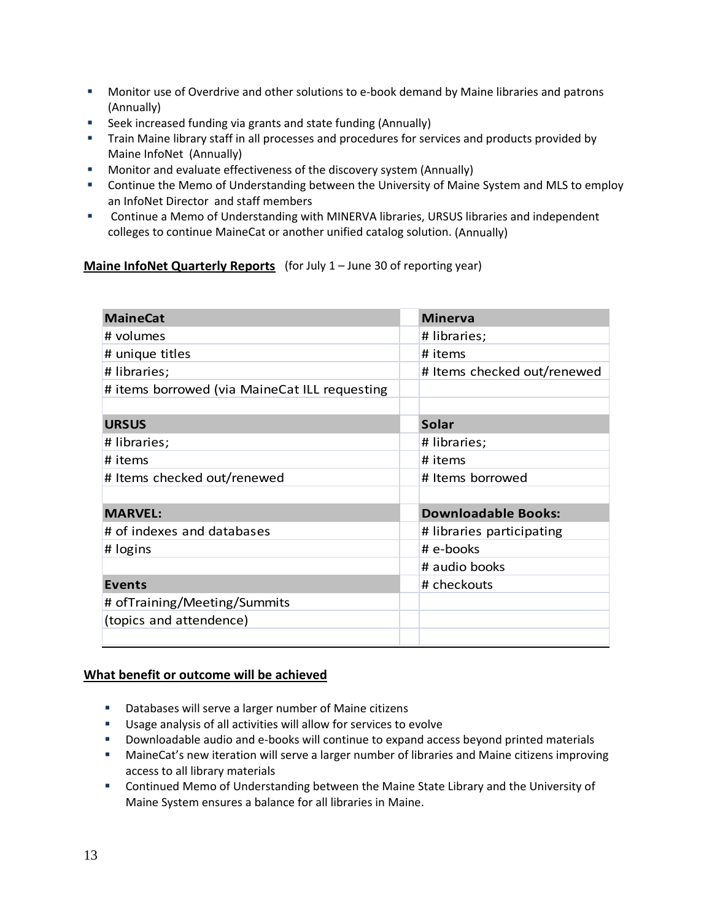- Monitor use of Overdrive and other solutions to e-book demand by Maine libraries and patrons (Annually)
- Seek increased funding via grants and state funding (Annually)
- Train Maine library staff in all processes and procedures for services and products provided by Maine InfoNet (Annually)
- Monitor and evaluate effectiveness of the discovery system (Annually)
- Continue the Memo of Understanding between the University of Maine System and MLS to employ an InfoNet Director and staff members
- Continue a Memo of Understanding with MINERVA libraries, URSUS libraries and independent colleges to continue MaineCat or another unified catalog solution. (Annually)

**Maine InfoNet Quarterly Reports** (for July 1 – June 30 of reporting year)

| **MaineCat** | | **Minerva** |
|---|---|---|
| # volumes | | # libraries; |
| # unique titles | | # items |
| # libraries; | | # Items checked out/renewed |
| # items borrowed (via MaineCat ILL requesting | | |
| | | |
| **URSUS** | | **Solar** |
| # libraries; | | # libraries; |
| # items | | # items |
| # Items checked out/renewed | | # Items borrowed |
| | | |
| **MARVEL:** | | **Downloadable Books:** |
| # of indexes and databases | | # libraries participating |
| # logins | | # e-books |
| | | # audio books |
| **Events** | | # checkouts |
| # ofTraining/Meeting/Summits | | |
| (topics and attendence) | | |
| | | |

**What benefit or outcome will be achieved**

- Databases will serve a larger number of Maine citizens
- Usage analysis of all activities will allow for services to evolve
- Downloadable audio and e-books will continue to expand access beyond printed materials
- MaineCat's new iteration will serve a larger number of libraries and Maine citizens improving access to all library materials
- Continued Memo of Understanding between the Maine State Library and the University of Maine System ensures a balance for all libraries in Maine.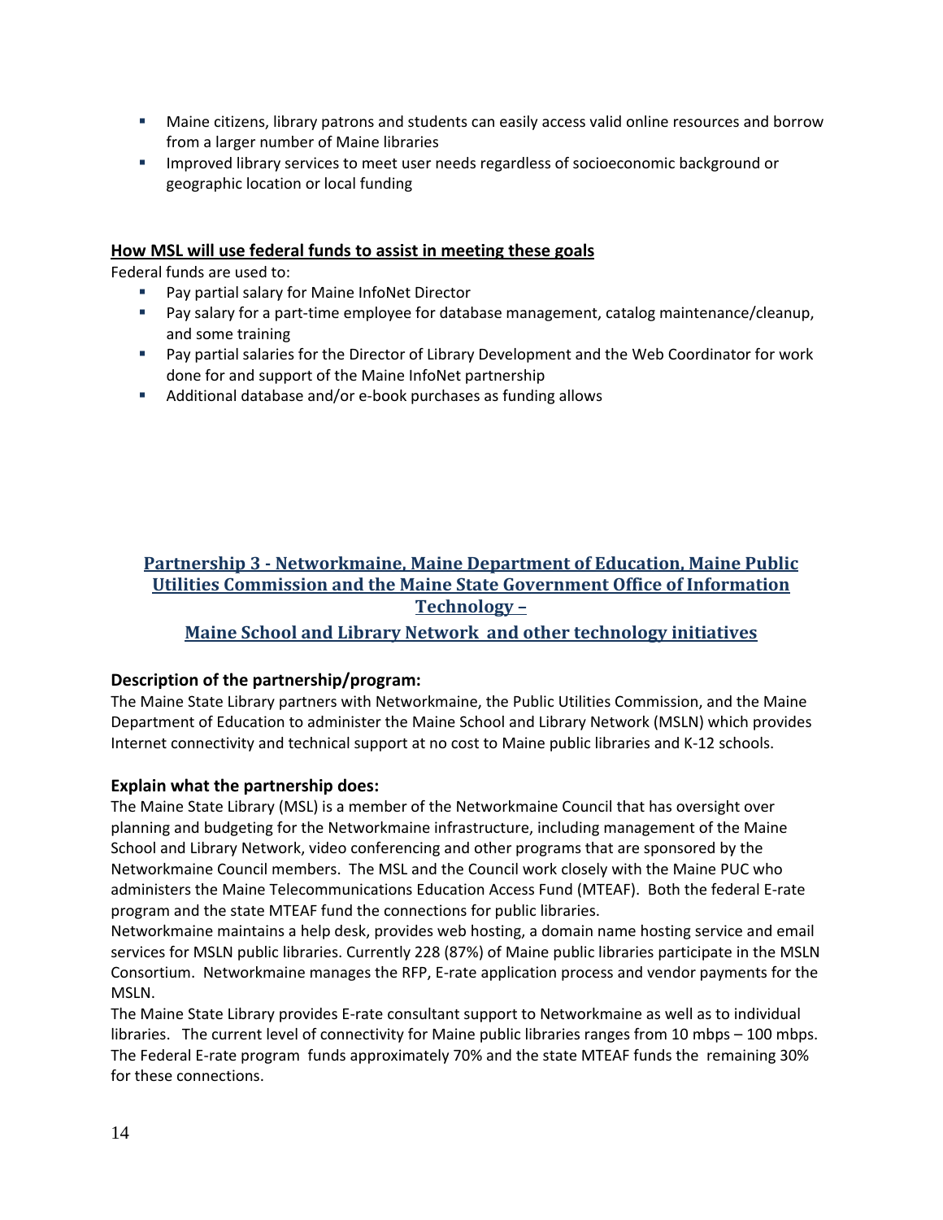- Maine citizens, library patrons and students can easily access valid online resources and borrow from a larger number of Maine libraries
- Improved library services to meet user needs regardless of socioeconomic background or geographic location or local funding

**How MSL will use federal funds to assist in meeting these goals**

Federal funds are used to:

- Pay partial salary for Maine InfoNet Director
- Pay salary for a part-time employee for database management, catalog maintenance/cleanup, and some training
- Pay partial salaries for the Director of Library Development and the Web Coordinator for work done for and support of the Maine InfoNet partnership
- Additional database and/or e-book purchases as funding allows

## Partnership 3 - Networkmaine, Maine Department of Education, Maine Public Utilities Commission and the Maine State Government Office of Information Technology – Maine School and Library Network and other technology initiatives

### Description of the partnership/program:

The Maine State Library partners with Networkmaine, the Public Utilities Commission, and the Maine Department of Education to administer the Maine School and Library Network (MSLN) which provides Internet connectivity and technical support at no cost to Maine public libraries and K-12 schools.

### Explain what the partnership does:

The Maine State Library (MSL) is a member of the Networkmaine Council that has oversight over planning and budgeting for the Networkmaine infrastructure, including management of the Maine School and Library Network, video conferencing and other programs that are sponsored by the Networkmaine Council members. The MSL and the Council work closely with the Maine PUC who administers the Maine Telecommunications Education Access Fund (MTEAF). Both the federal E-rate program and the state MTEAF fund the connections for public libraries.

Networkmaine maintains a help desk, provides web hosting, a domain name hosting service and email services for MSLN public libraries. Currently 228 (87%) of Maine public libraries participate in the MSLN Consortium. Networkmaine manages the RFP, E-rate application process and vendor payments for the MSLN.

The Maine State Library provides E-rate consultant support to Networkmaine as well as to individual libraries. The current level of connectivity for Maine public libraries ranges from 10 mbps – 100 mbps. The Federal E-rate program funds approximately 70% and the state MTEAF funds the remaining 30% for these connections.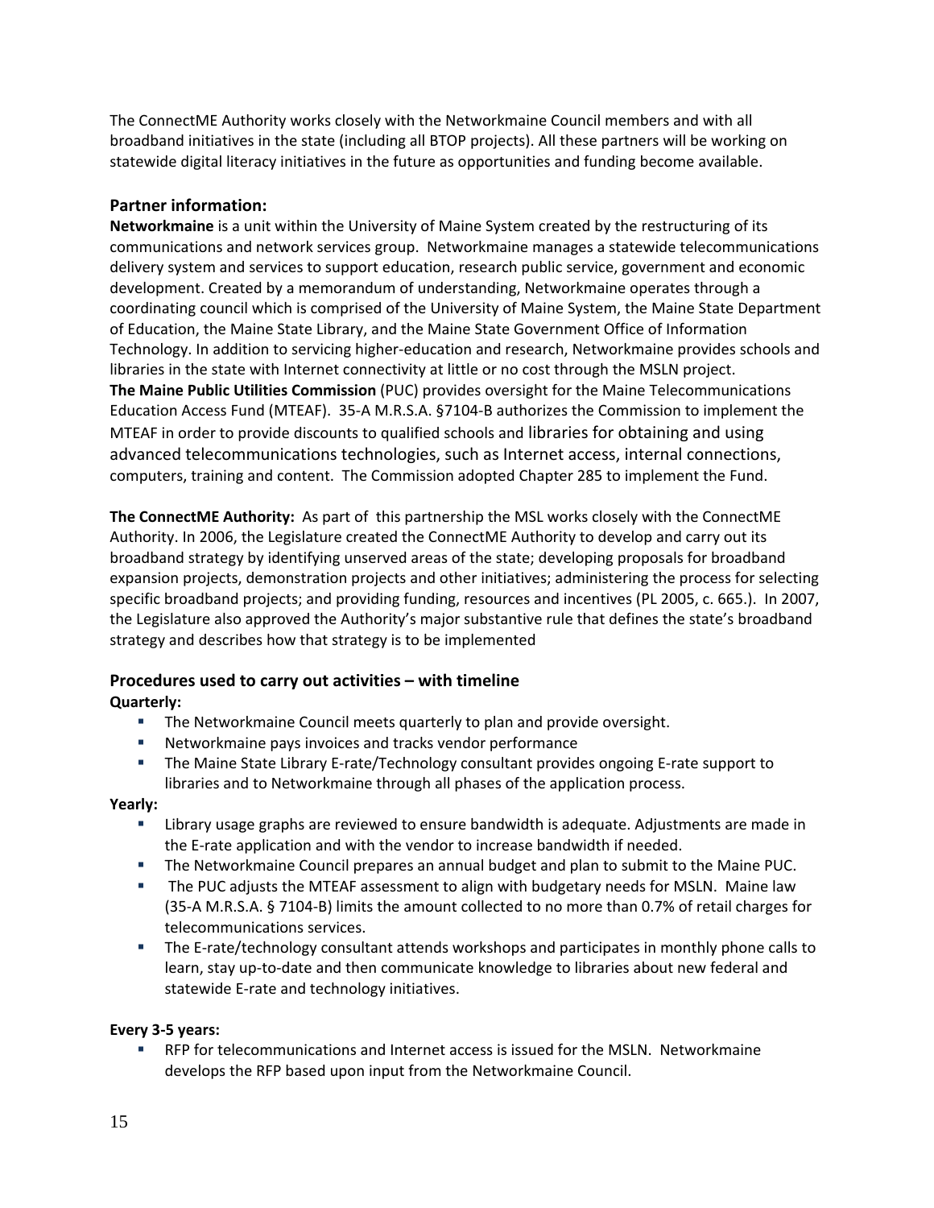The ConnectME Authority works closely with the Networkmaine Council members and with all broadband initiatives in the state (including all BTOP projects). All these partners will be working on statewide digital literacy initiatives in the future as opportunities and funding become available.

### Partner information:

**Networkmaine** is a unit within the University of Maine System created by the restructuring of its communications and network services group. Networkmaine manages a statewide telecommunications delivery system and services to support education, research public service, government and economic development. Created by a memorandum of understanding, Networkmaine operates through a coordinating council which is comprised of the University of Maine System, the Maine State Department of Education, the Maine State Library, and the Maine State Government Office of Information Technology. In addition to servicing higher-education and research, Networkmaine provides schools and libraries in the state with Internet connectivity at little or no cost through the MSLN project.
**The Maine Public Utilities Commission** (PUC) provides oversight for the Maine Telecommunications Education Access Fund (MTEAF). 35-A M.R.S.A. §7104-B authorizes the Commission to implement the MTEAF in order to provide discounts to qualified schools and libraries for obtaining and using advanced telecommunications technologies, such as Internet access, internal connections, computers, training and content. The Commission adopted Chapter 285 to implement the Fund.

**The ConnectME Authority:** As part of this partnership the MSL works closely with the ConnectME Authority. In 2006, the Legislature created the ConnectME Authority to develop and carry out its broadband strategy by identifying unserved areas of the state; developing proposals for broadband expansion projects, demonstration projects and other initiatives; administering the process for selecting specific broadband projects; and providing funding, resources and incentives (PL 2005, c. 665.). In 2007, the Legislature also approved the Authority's major substantive rule that defines the state's broadband strategy and describes how that strategy is to be implemented

### Procedures used to carry out activities – with timeline

**Quarterly:**

- The Networkmaine Council meets quarterly to plan and provide oversight.
- Networkmaine pays invoices and tracks vendor performance
- The Maine State Library E-rate/Technology consultant provides ongoing E-rate support to libraries and to Networkmaine through all phases of the application process.

**Yearly:**

- Library usage graphs are reviewed to ensure bandwidth is adequate. Adjustments are made in the E-rate application and with the vendor to increase bandwidth if needed.
- The Networkmaine Council prepares an annual budget and plan to submit to the Maine PUC.
- The PUC adjusts the MTEAF assessment to align with budgetary needs for MSLN. Maine law (35-A M.R.S.A. § 7104-B) limits the amount collected to no more than 0.7% of retail charges for telecommunications services.
- The E-rate/technology consultant attends workshops and participates in monthly phone calls to learn, stay up-to-date and then communicate knowledge to libraries about new federal and statewide E-rate and technology initiatives.

**Every 3-5 years:**

- RFP for telecommunications and Internet access is issued for the MSLN. Networkmaine develops the RFP based upon input from the Networkmaine Council.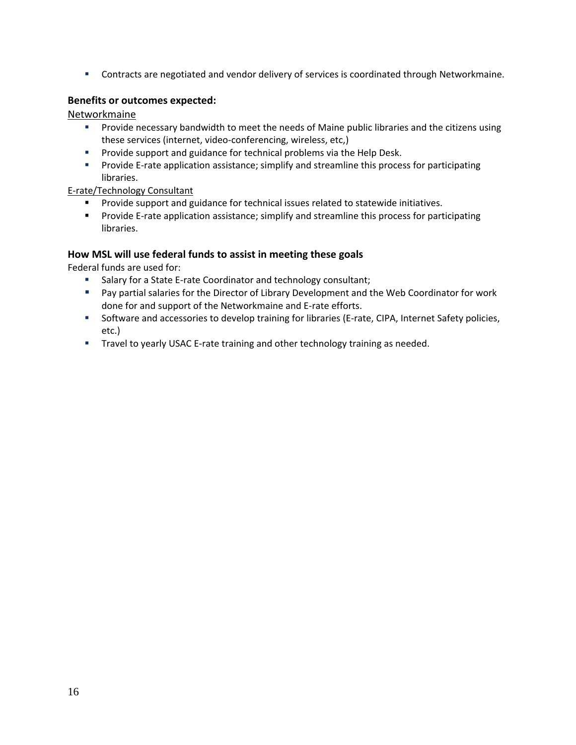- Contracts are negotiated and vendor delivery of services is coordinated through Networkmaine.

### Benefits or outcomes expected:

Networkmaine

- Provide necessary bandwidth to meet the needs of Maine public libraries and the citizens using these services (internet, video-conferencing, wireless, etc,)
- Provide support and guidance for technical problems via the Help Desk.
- Provide E-rate application assistance; simplify and streamline this process for participating libraries.

E-rate/Technology Consultant

- Provide support and guidance for technical issues related to statewide initiatives.
- Provide E-rate application assistance; simplify and streamline this process for participating libraries.

### How MSL will use federal funds to assist in meeting these goals

Federal funds are used for:

- Salary for a State E-rate Coordinator and technology consultant;
- Pay partial salaries for the Director of Library Development and the Web Coordinator for work done for and support of the Networkmaine and E-rate efforts.
- Software and accessories to develop training for libraries (E-rate, CIPA, Internet Safety policies, etc.)
- Travel to yearly USAC E-rate training and other technology training as needed.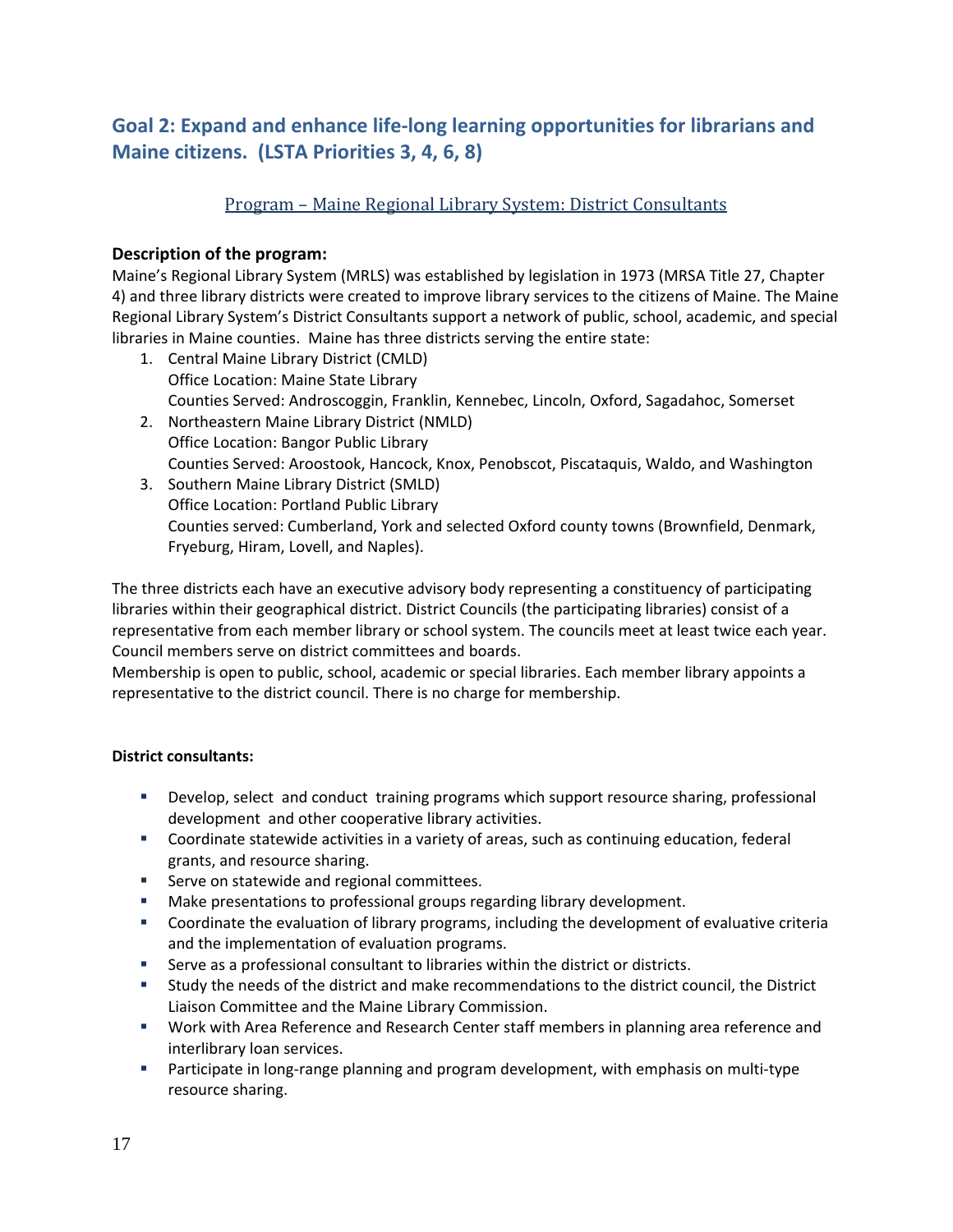## Goal 2: Expand and enhance life-long learning opportunities for librarians and Maine citizens. (LSTA Priorities 3, 4, 6, 8)

### Program – Maine Regional Library System: District Consultants

**Description of the program:**

Maine's Regional Library System (MRLS) was established by legislation in 1973 (MRSA Title 27, Chapter 4) and three library districts were created to improve library services to the citizens of Maine. The Maine Regional Library System's District Consultants support a network of public, school, academic, and special libraries in Maine counties. Maine has three districts serving the entire state:

1. Central Maine Library District (CMLD)
   Office Location: Maine State Library
   Counties Served: Androscoggin, Franklin, Kennebec, Lincoln, Oxford, Sagadahoc, Somerset
2. Northeastern Maine Library District (NMLD)
   Office Location: Bangor Public Library
   Counties Served: Aroostook, Hancock, Knox, Penobscot, Piscataquis, Waldo, and Washington
3. Southern Maine Library District (SMLD)
   Office Location: Portland Public Library
   Counties served: Cumberland, York and selected Oxford county towns (Brownfield, Denmark, Fryeburg, Hiram, Lovell, and Naples).

The three districts each have an executive advisory body representing a constituency of participating libraries within their geographical district. District Councils (the participating libraries) consist of a representative from each member library or school system. The councils meet at least twice each year. Council members serve on district committees and boards.

Membership is open to public, school, academic or special libraries. Each member library appoints a representative to the district council. There is no charge for membership.

**District consultants:**

- Develop, select and conduct training programs which support resource sharing, professional development and other cooperative library activities.
- Coordinate statewide activities in a variety of areas, such as continuing education, federal grants, and resource sharing.
- Serve on statewide and regional committees.
- Make presentations to professional groups regarding library development.
- Coordinate the evaluation of library programs, including the development of evaluative criteria and the implementation of evaluation programs.
- Serve as a professional consultant to libraries within the district or districts.
- Study the needs of the district and make recommendations to the district council, the District Liaison Committee and the Maine Library Commission.
- Work with Area Reference and Research Center staff members in planning area reference and interlibrary loan services.
- Participate in long-range planning and program development, with emphasis on multi-type resource sharing.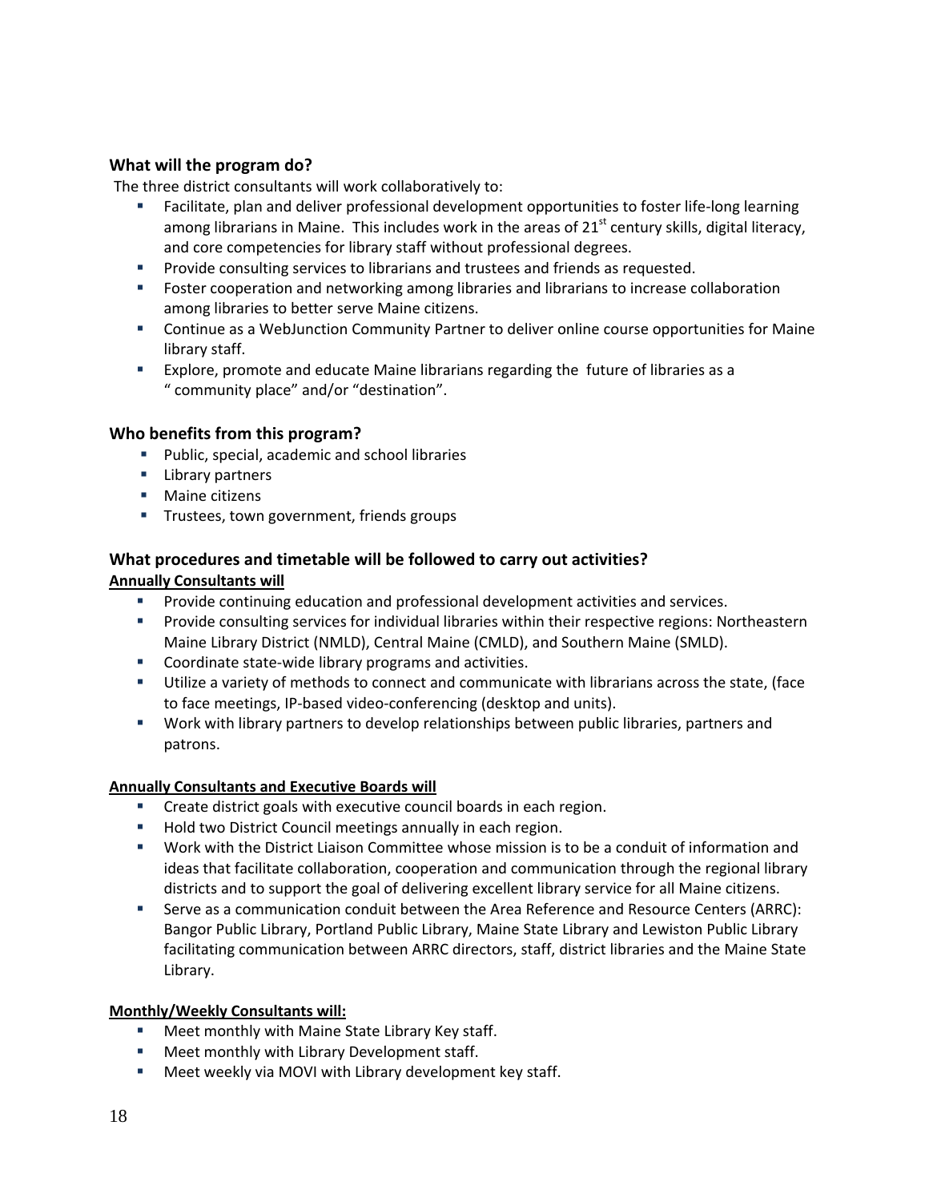### What will the program do?

The three district consultants will work collaboratively to:

- Facilitate, plan and deliver professional development opportunities to foster life-long learning among librarians in Maine. This includes work in the areas of 21st century skills, digital literacy, and core competencies for library staff without professional degrees.
- Provide consulting services to librarians and trustees and friends as requested.
- Foster cooperation and networking among libraries and librarians to increase collaboration among libraries to better serve Maine citizens.
- Continue as a WebJunction Community Partner to deliver online course opportunities for Maine library staff.
- Explore, promote and educate Maine librarians regarding the future of libraries as a " community place" and/or "destination".

### Who benefits from this program?

- Public, special, academic and school libraries
- Library partners
- Maine citizens
- Trustees, town government, friends groups

### What procedures and timetable will be followed to carry out activities?

**Annually Consultants will**

- Provide continuing education and professional development activities and services.
- Provide consulting services for individual libraries within their respective regions: Northeastern Maine Library District (NMLD), Central Maine (CMLD), and Southern Maine (SMLD).
- Coordinate state-wide library programs and activities.
- Utilize a variety of methods to connect and communicate with librarians across the state, (face to face meetings, IP-based video-conferencing (desktop and units).
- Work with library partners to develop relationships between public libraries, partners and patrons.

**Annually Consultants and Executive Boards will**

- Create district goals with executive council boards in each region.
- Hold two District Council meetings annually in each region.
- Work with the District Liaison Committee whose mission is to be a conduit of information and ideas that facilitate collaboration, cooperation and communication through the regional library districts and to support the goal of delivering excellent library service for all Maine citizens.
- Serve as a communication conduit between the Area Reference and Resource Centers (ARRC): Bangor Public Library, Portland Public Library, Maine State Library and Lewiston Public Library facilitating communication between ARRC directors, staff, district libraries and the Maine State Library.

**Monthly/Weekly Consultants will:**

- Meet monthly with Maine State Library Key staff.
- Meet monthly with Library Development staff.
- Meet weekly via MOVI with Library development key staff.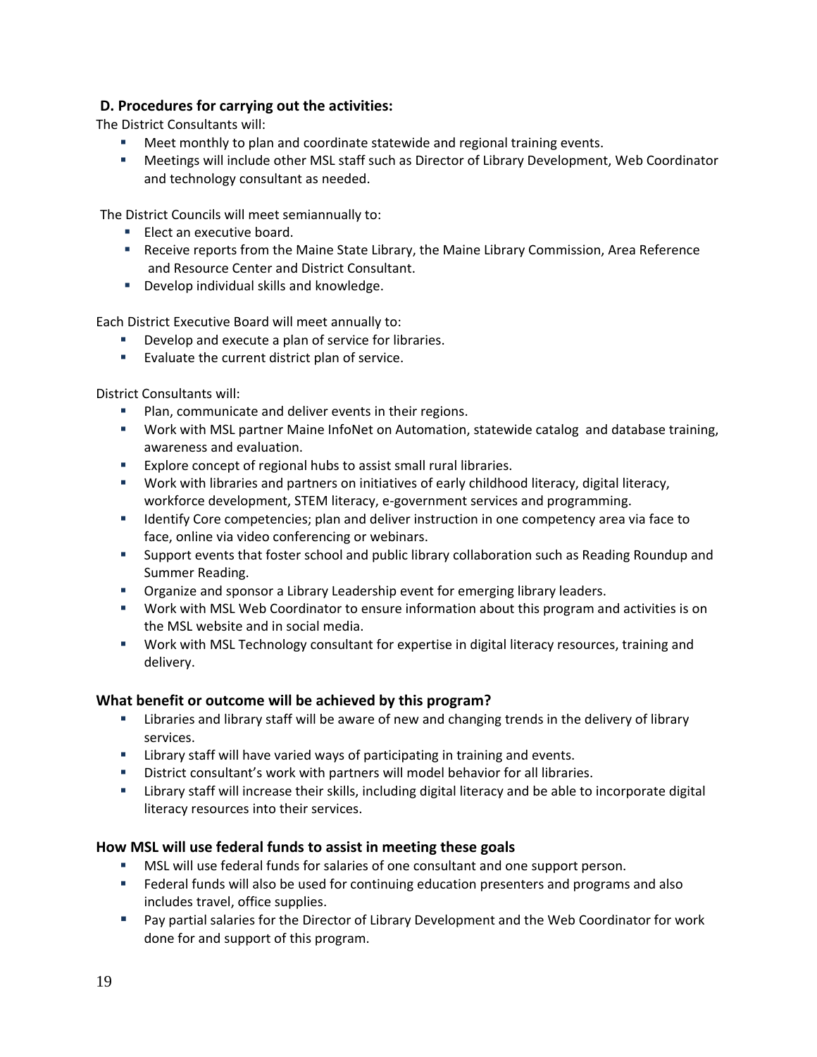### D. Procedures for carrying out the activities:

The District Consultants will:

- Meet monthly to plan and coordinate statewide and regional training events.
- Meetings will include other MSL staff such as Director of Library Development, Web Coordinator and technology consultant as needed.

The District Councils will meet semiannually to:

- Elect an executive board.
- Receive reports from the Maine State Library, the Maine Library Commission, Area Reference and Resource Center and District Consultant.
- Develop individual skills and knowledge.

Each District Executive Board will meet annually to:

- Develop and execute a plan of service for libraries.
- Evaluate the current district plan of service.

District Consultants will:

- Plan, communicate and deliver events in their regions.
- Work with MSL partner Maine InfoNet on Automation, statewide catalog and database training, awareness and evaluation.
- Explore concept of regional hubs to assist small rural libraries.
- Work with libraries and partners on initiatives of early childhood literacy, digital literacy, workforce development, STEM literacy, e-government services and programming.
- Identify Core competencies; plan and deliver instruction in one competency area via face to face, online via video conferencing or webinars.
- Support events that foster school and public library collaboration such as Reading Roundup and Summer Reading.
- Organize and sponsor a Library Leadership event for emerging library leaders.
- Work with MSL Web Coordinator to ensure information about this program and activities is on the MSL website and in social media.
- Work with MSL Technology consultant for expertise in digital literacy resources, training and delivery.

### What benefit or outcome will be achieved by this program?

- Libraries and library staff will be aware of new and changing trends in the delivery of library services.
- Library staff will have varied ways of participating in training and events.
- District consultant's work with partners will model behavior for all libraries.
- Library staff will increase their skills, including digital literacy and be able to incorporate digital literacy resources into their services.

### How MSL will use federal funds to assist in meeting these goals

- MSL will use federal funds for salaries of one consultant and one support person.
- Federal funds will also be used for continuing education presenters and programs and also includes travel, office supplies.
- Pay partial salaries for the Director of Library Development and the Web Coordinator for work done for and support of this program.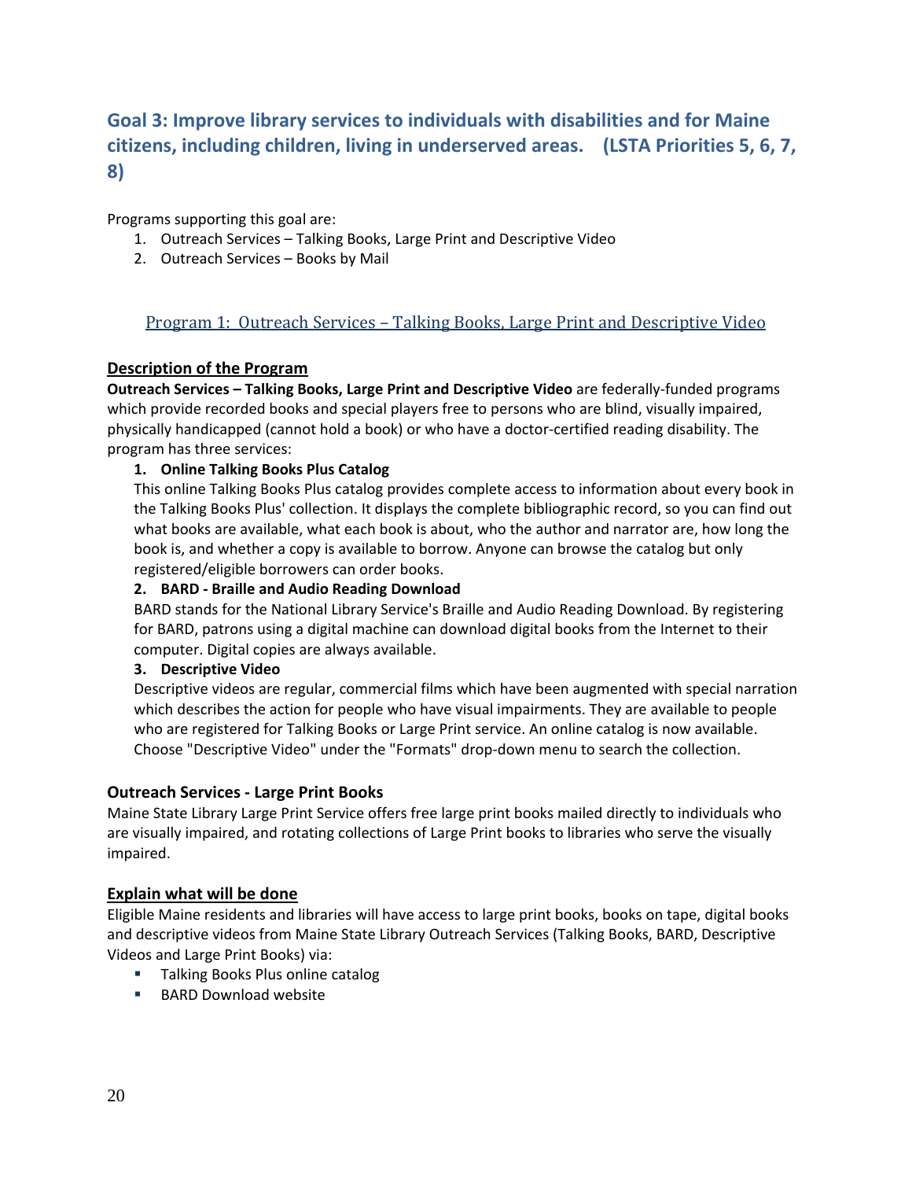## Goal 3: Improve library services to individuals with disabilities and for Maine citizens, including children, living in underserved areas. (LSTA Priorities 5, 6, 7, 8)

Programs supporting this goal are:

1. Outreach Services – Talking Books, Large Print and Descriptive Video
2. Outreach Services – Books by Mail

### Program 1: Outreach Services – Talking Books, Large Print and Descriptive Video

**Description of the Program**

**Outreach Services – Talking Books, Large Print and Descriptive Video** are federally-funded programs which provide recorded books and special players free to persons who are blind, visually impaired, physically handicapped (cannot hold a book) or who have a doctor-certified reading disability. The program has three services:

1. **Online Talking Books Plus Catalog**
   This online Talking Books Plus catalog provides complete access to information about every book in the Talking Books Plus' collection. It displays the complete bibliographic record, so you can find out what books are available, what each book is about, who the author and narrator are, how long the book is, and whether a copy is available to borrow. Anyone can browse the catalog but only registered/eligible borrowers can order books.
2. **BARD - Braille and Audio Reading Download**
   BARD stands for the National Library Service's Braille and Audio Reading Download. By registering for BARD, patrons using a digital machine can download digital books from the Internet to their computer. Digital copies are always available.
3. **Descriptive Video**
   Descriptive videos are regular, commercial films which have been augmented with special narration which describes the action for people who have visual impairments. They are available to people who are registered for Talking Books or Large Print service. An online catalog is now available. Choose "Descriptive Video" under the "Formats" drop-down menu to search the collection.

**Outreach Services - Large Print Books**

Maine State Library Large Print Service offers free large print books mailed directly to individuals who are visually impaired, and rotating collections of Large Print books to libraries who serve the visually impaired.

**Explain what will be done**

Eligible Maine residents and libraries will have access to large print books, books on tape, digital books and descriptive videos from Maine State Library Outreach Services (Talking Books, BARD, Descriptive Videos and Large Print Books) via:

- Talking Books Plus online catalog
- BARD Download website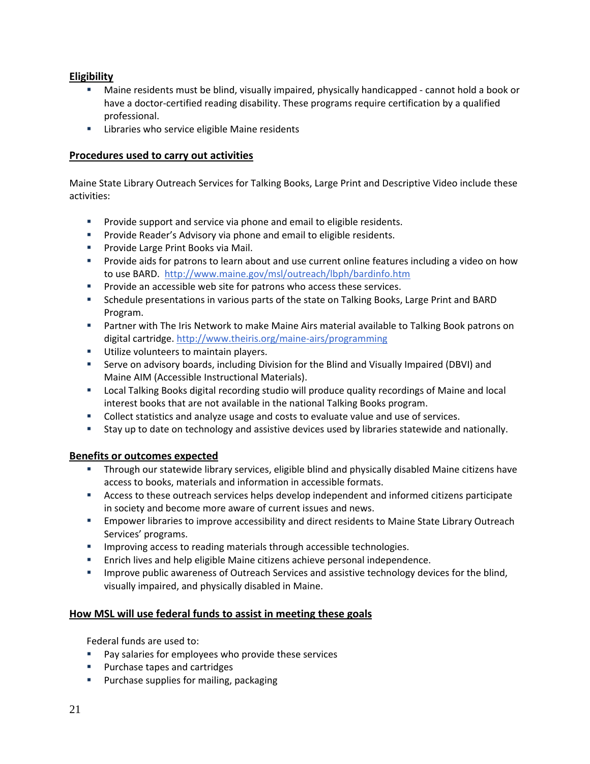**Eligibility**

- Maine residents must be blind, visually impaired, physically handicapped - cannot hold a book or have a doctor-certified reading disability. These programs require certification by a qualified professional.
- Libraries who service eligible Maine residents

**Procedures used to carry out activities**

Maine State Library Outreach Services for Talking Books, Large Print and Descriptive Video include these activities:

- Provide support and service via phone and email to eligible residents.
- Provide Reader's Advisory via phone and email to eligible residents.
- Provide Large Print Books via Mail.
- Provide aids for patrons to learn about and use current online features including a video on how to use BARD. http://www.maine.gov/msl/outreach/lbph/bardinfo.htm
- Provide an accessible web site for patrons who access these services.
- Schedule presentations in various parts of the state on Talking Books, Large Print and BARD Program.
- Partner with The Iris Network to make Maine Airs material available to Talking Book patrons on digital cartridge. http://www.theiris.org/maine-airs/programming
- Utilize volunteers to maintain players.
- Serve on advisory boards, including Division for the Blind and Visually Impaired (DBVI) and Maine AIM (Accessible Instructional Materials).
- Local Talking Books digital recording studio will produce quality recordings of Maine and local interest books that are not available in the national Talking Books program.
- Collect statistics and analyze usage and costs to evaluate value and use of services.
- Stay up to date on technology and assistive devices used by libraries statewide and nationally.

**Benefits or outcomes expected**

- Through our statewide library services, eligible blind and physically disabled Maine citizens have access to books, materials and information in accessible formats.
- Access to these outreach services helps develop independent and informed citizens participate in society and become more aware of current issues and news.
- Empower libraries to improve accessibility and direct residents to Maine State Library Outreach Services' programs.
- Improving access to reading materials through accessible technologies.
- Enrich lives and help eligible Maine citizens achieve personal independence.
- Improve public awareness of Outreach Services and assistive technology devices for the blind, visually impaired, and physically disabled in Maine.

**How MSL will use federal funds to assist in meeting these goals**

Federal funds are used to:

- Pay salaries for employees who provide these services
- Purchase tapes and cartridges
- Purchase supplies for mailing, packaging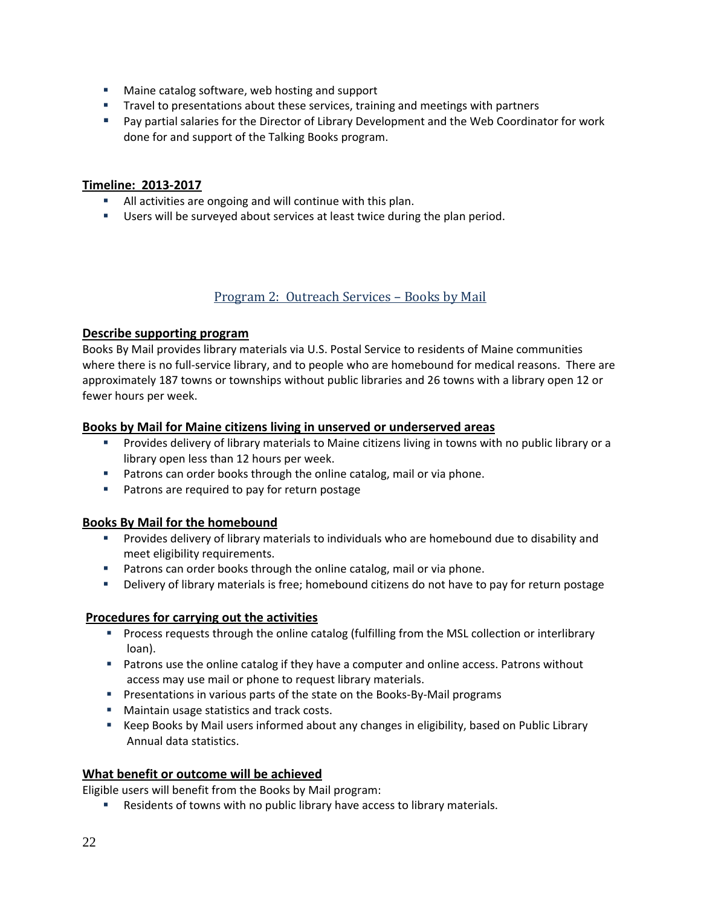- Maine catalog software, web hosting and support
- Travel to presentations about these services, training and meetings with partners
- Pay partial salaries for the Director of Library Development and the Web Coordinator for work done for and support of the Talking Books program.

**Timeline: 2013-2017**

- All activities are ongoing and will continue with this plan.
- Users will be surveyed about services at least twice during the plan period.

## Program 2: Outreach Services – Books by Mail

**Describe supporting program**

Books By Mail provides library materials via U.S. Postal Service to residents of Maine communities where there is no full-service library, and to people who are homebound for medical reasons. There are approximately 187 towns or townships without public libraries and 26 towns with a library open 12 or fewer hours per week.

**Books by Mail for Maine citizens living in unserved or underserved areas**

- Provides delivery of library materials to Maine citizens living in towns with no public library or a library open less than 12 hours per week.
- Patrons can order books through the online catalog, mail or via phone.
- Patrons are required to pay for return postage

**Books By Mail for the homebound**

- Provides delivery of library materials to individuals who are homebound due to disability and meet eligibility requirements.
- Patrons can order books through the online catalog, mail or via phone.
- Delivery of library materials is free; homebound citizens do not have to pay for return postage

**Procedures for carrying out the activities**

- Process requests through the online catalog (fulfilling from the MSL collection or interlibrary loan).
- Patrons use the online catalog if they have a computer and online access. Patrons without access may use mail or phone to request library materials.
- Presentations in various parts of the state on the Books-By-Mail programs
- Maintain usage statistics and track costs.
- Keep Books by Mail users informed about any changes in eligibility, based on Public Library Annual data statistics.

**What benefit or outcome will be achieved**

Eligible users will benefit from the Books by Mail program:

- Residents of towns with no public library have access to library materials.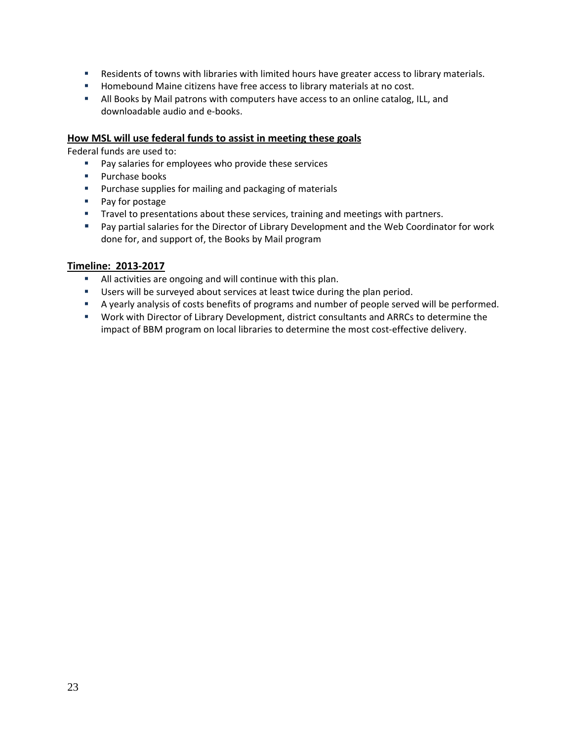- Residents of towns with libraries with limited hours have greater access to library materials.
- Homebound Maine citizens have free access to library materials at no cost.
- All Books by Mail patrons with computers have access to an online catalog, ILL, and downloadable audio and e-books.

## How MSL will use federal funds to assist in meeting these goals

Federal funds are used to:

- Pay salaries for employees who provide these services
- Purchase books
- Purchase supplies for mailing and packaging of materials
- Pay for postage
- Travel to presentations about these services, training and meetings with partners.
- Pay partial salaries for the Director of Library Development and the Web Coordinator for work done for, and support of, the Books by Mail program

## Timeline: 2013-2017

- All activities are ongoing and will continue with this plan.
- Users will be surveyed about services at least twice during the plan period.
- A yearly analysis of costs benefits of programs and number of people served will be performed.
- Work with Director of Library Development, district consultants and ARRCs to determine the impact of BBM program on local libraries to determine the most cost-effective delivery.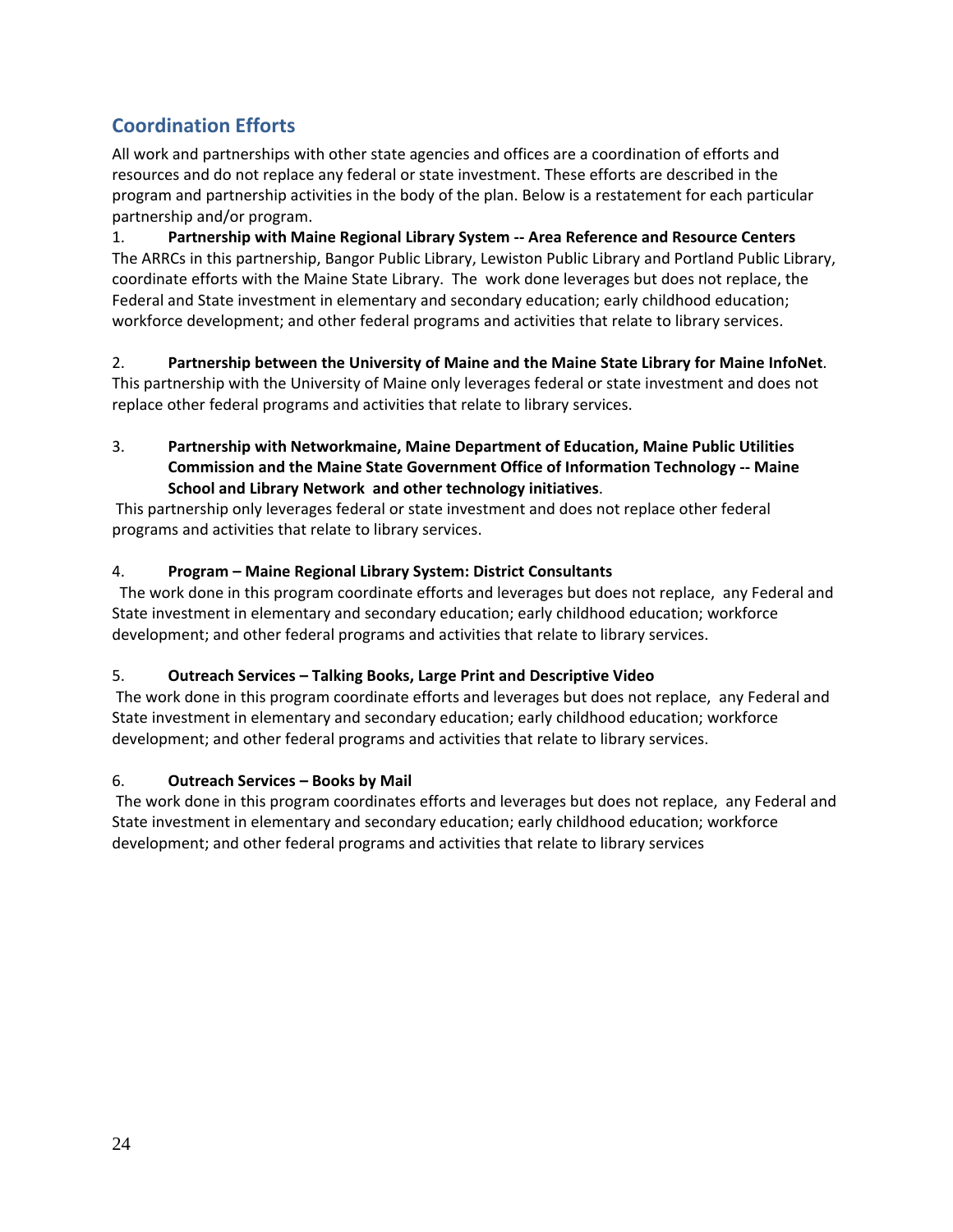## Coordination Efforts

All work and partnerships with other state agencies and offices are a coordination of efforts and resources and do not replace any federal or state investment. These efforts are described in the program and partnership activities in the body of the plan. Below is a restatement for each particular partnership and/or program.

1. **Partnership with Maine Regional Library System -- Area Reference and Resource Centers**
The ARRCs in this partnership, Bangor Public Library, Lewiston Public Library and Portland Public Library, coordinate efforts with the Maine State Library. The work done leverages but does not replace, the Federal and State investment in elementary and secondary education; early childhood education; workforce development; and other federal programs and activities that relate to library services.

2. **Partnership between the University of Maine and the Maine State Library for Maine InfoNet**.
This partnership with the University of Maine only leverages federal or state investment and does not replace other federal programs and activities that relate to library services.

3. **Partnership with Networkmaine, Maine Department of Education, Maine Public Utilities Commission and the Maine State Government Office of Information Technology -- Maine School and Library Network and other technology initiatives**.
This partnership only leverages federal or state investment and does not replace other federal programs and activities that relate to library services.

4. **Program – Maine Regional Library System: District Consultants**
The work done in this program coordinate efforts and leverages but does not replace, any Federal and State investment in elementary and secondary education; early childhood education; workforce development; and other federal programs and activities that relate to library services.

5. **Outreach Services – Talking Books, Large Print and Descriptive Video**
The work done in this program coordinate efforts and leverages but does not replace, any Federal and State investment in elementary and secondary education; early childhood education; workforce development; and other federal programs and activities that relate to library services.

6. **Outreach Services – Books by Mail**
The work done in this program coordinates efforts and leverages but does not replace, any Federal and State investment in elementary and secondary education; early childhood education; workforce development; and other federal programs and activities that relate to library services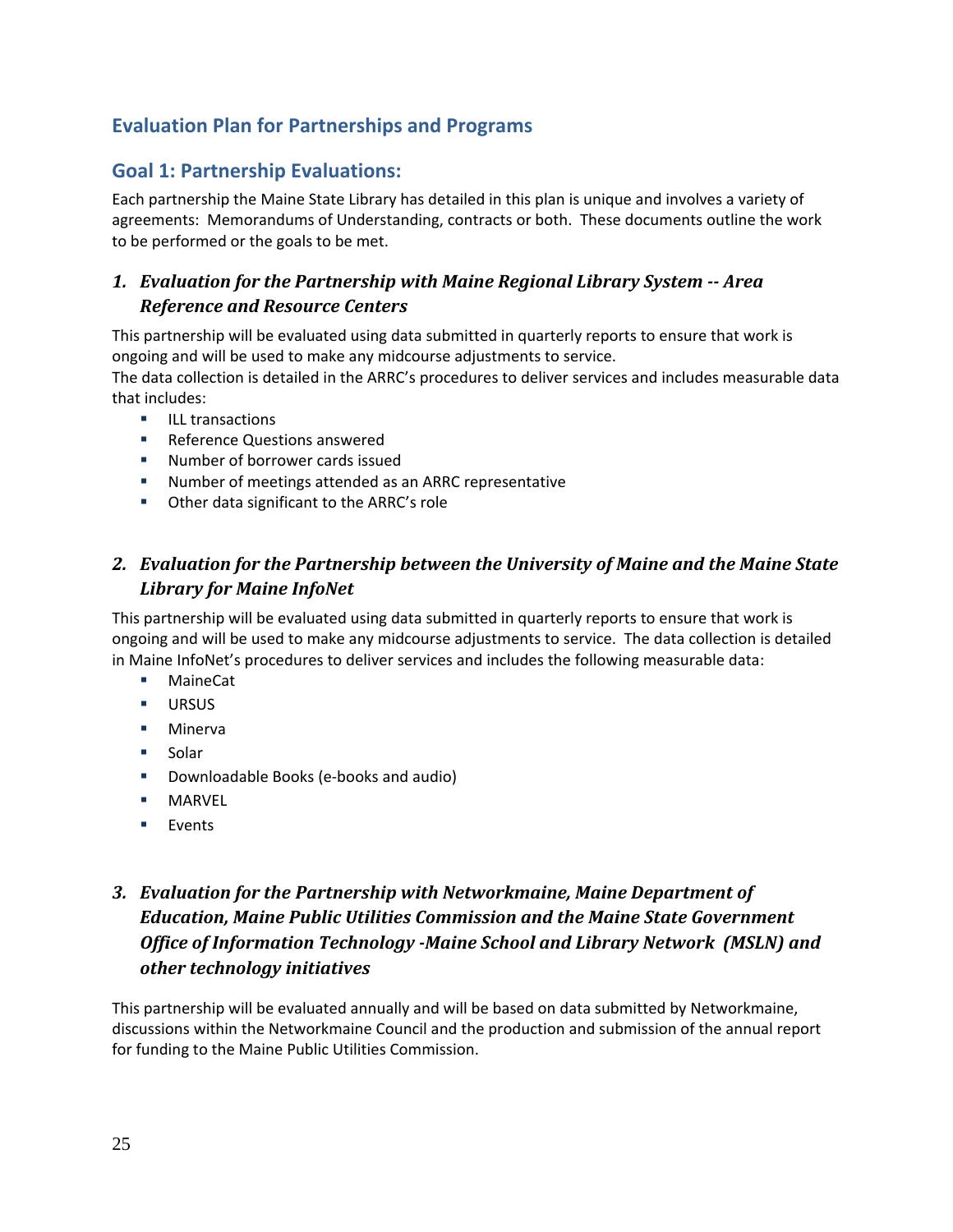## Evaluation Plan for Partnerships and Programs

## Goal 1: Partnership Evaluations:

Each partnership the Maine State Library has detailed in this plan is unique and involves a variety of agreements: Memorandums of Understanding, contracts or both. These documents outline the work to be performed or the goals to be met.

### 1. *Evaluation for the Partnership with Maine Regional Library System -- Area Reference and Resource Centers*

This partnership will be evaluated using data submitted in quarterly reports to ensure that work is ongoing and will be used to make any midcourse adjustments to service.
The data collection is detailed in the ARRC's procedures to deliver services and includes measurable data that includes:

- ILL transactions
- Reference Questions answered
- Number of borrower cards issued
- Number of meetings attended as an ARRC representative
- Other data significant to the ARRC's role

### 2. *Evaluation for the Partnership between the University of Maine and the Maine State Library for Maine InfoNet*

This partnership will be evaluated using data submitted in quarterly reports to ensure that work is ongoing and will be used to make any midcourse adjustments to service. The data collection is detailed in Maine InfoNet's procedures to deliver services and includes the following measurable data:

- MaineCat
- URSUS
- Minerva
- Solar
- Downloadable Books (e-books and audio)
- MARVEL
- Events

### 3. *Evaluation for the Partnership with Networkmaine, Maine Department of Education, Maine Public Utilities Commission and the Maine State Government Office of Information Technology -Maine School and Library Network (MSLN) and other technology initiatives*

This partnership will be evaluated annually and will be based on data submitted by Networkmaine, discussions within the Networkmaine Council and the production and submission of the annual report for funding to the Maine Public Utilities Commission.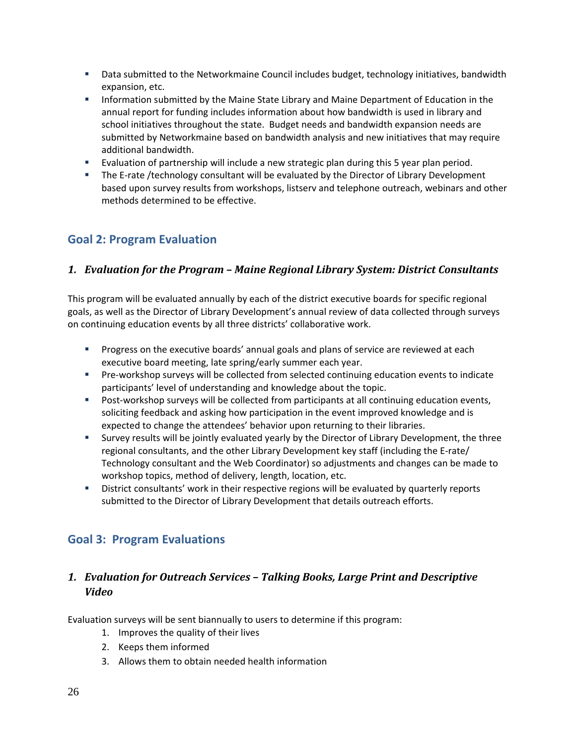- Data submitted to the Networkmaine Council includes budget, technology initiatives, bandwidth expansion, etc.
- Information submitted by the Maine State Library and Maine Department of Education in the annual report for funding includes information about how bandwidth is used in library and school initiatives throughout the state. Budget needs and bandwidth expansion needs are submitted by Networkmaine based on bandwidth analysis and new initiatives that may require additional bandwidth.
- Evaluation of partnership will include a new strategic plan during this 5 year plan period.
- The E-rate /technology consultant will be evaluated by the Director of Library Development based upon survey results from workshops, listserv and telephone outreach, webinars and other methods determined to be effective.

## Goal 2: Program Evaluation

### *1. Evaluation for the Program – Maine Regional Library System: District Consultants*

This program will be evaluated annually by each of the district executive boards for specific regional goals, as well as the Director of Library Development's annual review of data collected through surveys on continuing education events by all three districts' collaborative work.

- Progress on the executive boards' annual goals and plans of service are reviewed at each executive board meeting, late spring/early summer each year.
- Pre-workshop surveys will be collected from selected continuing education events to indicate participants' level of understanding and knowledge about the topic.
- Post-workshop surveys will be collected from participants at all continuing education events, soliciting feedback and asking how participation in the event improved knowledge and is expected to change the attendees' behavior upon returning to their libraries.
- Survey results will be jointly evaluated yearly by the Director of Library Development, the three regional consultants, and the other Library Development key staff (including the E-rate/ Technology consultant and the Web Coordinator) so adjustments and changes can be made to workshop topics, method of delivery, length, location, etc.
- District consultants' work in their respective regions will be evaluated by quarterly reports submitted to the Director of Library Development that details outreach efforts.

## Goal 3: Program Evaluations

### *1. Evaluation for Outreach Services – Talking Books, Large Print and Descriptive Video*

Evaluation surveys will be sent biannually to users to determine if this program:

1. Improves the quality of their lives
2. Keeps them informed
3. Allows them to obtain needed health information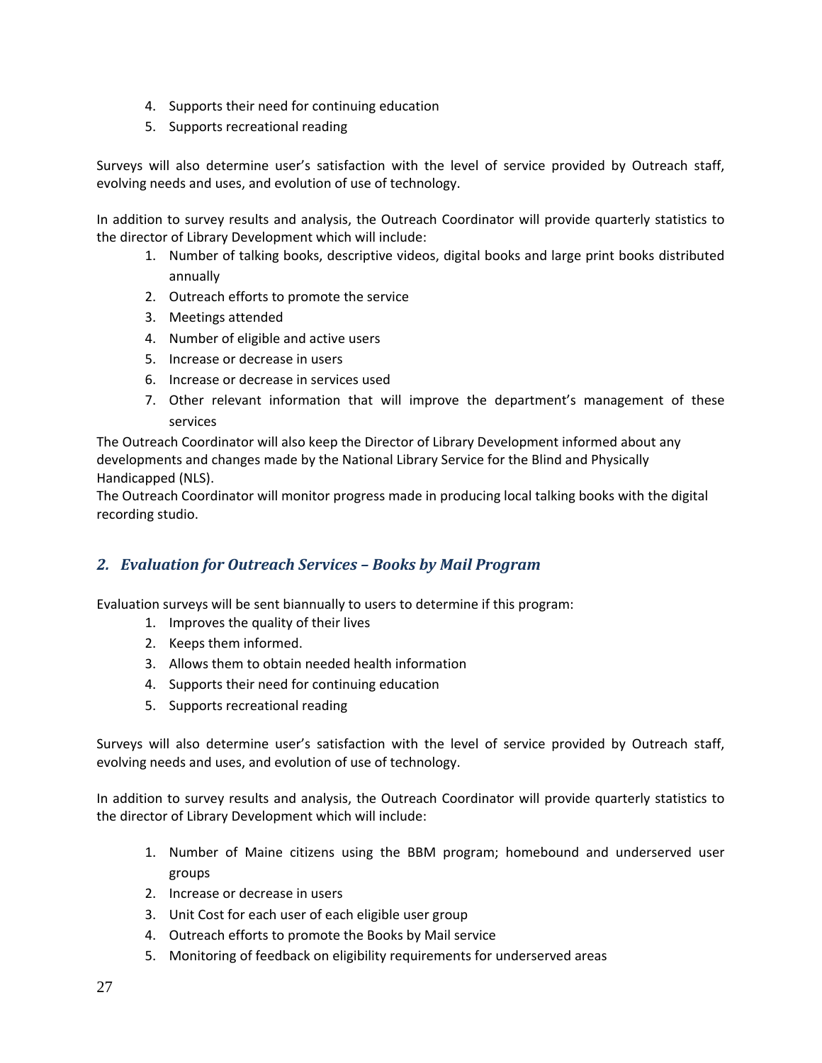4. Supports their need for continuing education
5. Supports recreational reading

Surveys will also determine user's satisfaction with the level of service provided by Outreach staff, evolving needs and uses, and evolution of use of technology.

In addition to survey results and analysis, the Outreach Coordinator will provide quarterly statistics to the director of Library Development which will include:

1. Number of talking books, descriptive videos, digital books and large print books distributed annually
2. Outreach efforts to promote the service
3. Meetings attended
4. Number of eligible and active users
5. Increase or decrease in users
6. Increase or decrease in services used
7. Other relevant information that will improve the department's management of these services

The Outreach Coordinator will also keep the Director of Library Development informed about any developments and changes made by the National Library Service for the Blind and Physically Handicapped (NLS).

The Outreach Coordinator will monitor progress made in producing local talking books with the digital recording studio.

## *2. Evaluation for Outreach Services – Books by Mail Program*

Evaluation surveys will be sent biannually to users to determine if this program:

1. Improves the quality of their lives
2. Keeps them informed.
3. Allows them to obtain needed health information
4. Supports their need for continuing education
5. Supports recreational reading

Surveys will also determine user's satisfaction with the level of service provided by Outreach staff, evolving needs and uses, and evolution of use of technology.

In addition to survey results and analysis, the Outreach Coordinator will provide quarterly statistics to the director of Library Development which will include:

1. Number of Maine citizens using the BBM program; homebound and underserved user groups
2. Increase or decrease in users
3. Unit Cost for each user of each eligible user group
4. Outreach efforts to promote the Books by Mail service
5. Monitoring of feedback on eligibility requirements for underserved areas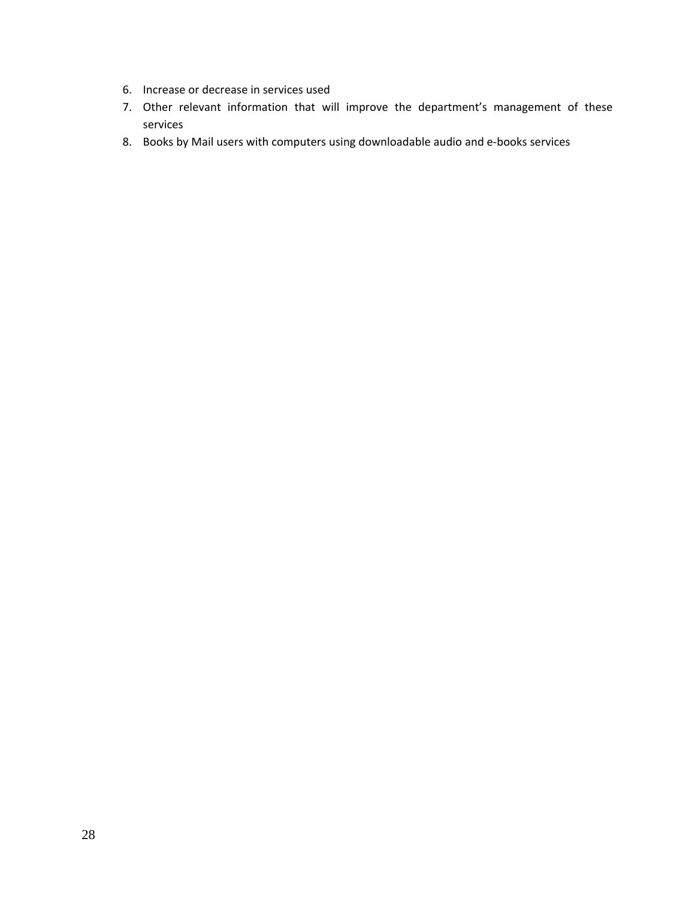6. Increase or decrease in services used
7. Other relevant information that will improve the department's management of these services
8. Books by Mail users with computers using downloadable audio and e-books services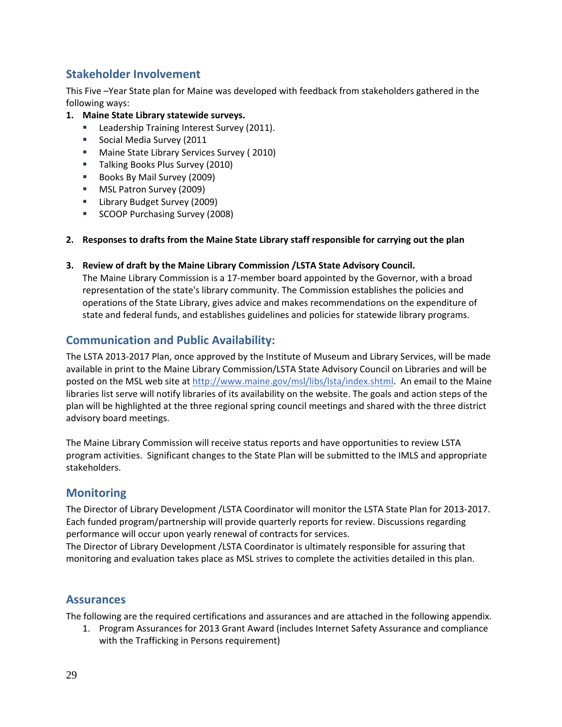## Stakeholder Involvement

This Five –Year State plan for Maine was developed with feedback from stakeholders gathered in the following ways:

1. **Maine State Library statewide surveys.**
   - Leadership Training Interest Survey (2011).
   - Social Media Survey (2011
   - Maine State Library Services Survey ( 2010)
   - Talking Books Plus Survey (2010)
   - Books By Mail Survey (2009)
   - MSL Patron Survey (2009)
   - Library Budget Survey (2009)
   - SCOOP Purchasing Survey (2008)

2. **Responses to drafts from the Maine State Library staff responsible for carrying out the plan**

3. **Review of draft by the Maine Library Commission /LSTA State Advisory Council.**
   The Maine Library Commission is a 17-member board appointed by the Governor, with a broad representation of the state's library community. The Commission establishes the policies and operations of the State Library, gives advice and makes recommendations on the expenditure of state and federal funds, and establishes guidelines and policies for statewide library programs.

## Communication and Public Availability:

The LSTA 2013-2017 Plan, once approved by the Institute of Museum and Library Services, will be made available in print to the Maine Library Commission/LSTA State Advisory Council on Libraries and will be posted on the MSL web site at http://www.maine.gov/msl/libs/lsta/index.shtml. An email to the Maine libraries list serve will notify libraries of its availability on the website. The goals and action steps of the plan will be highlighted at the three regional spring council meetings and shared with the three district advisory board meetings.

The Maine Library Commission will receive status reports and have opportunities to review LSTA program activities. Significant changes to the State Plan will be submitted to the IMLS and appropriate stakeholders.

## Monitoring

The Director of Library Development /LSTA Coordinator will monitor the LSTA State Plan for 2013-2017. Each funded program/partnership will provide quarterly reports for review. Discussions regarding performance will occur upon yearly renewal of contracts for services.
The Director of Library Development /LSTA Coordinator is ultimately responsible for assuring that monitoring and evaluation takes place as MSL strives to complete the activities detailed in this plan.

## Assurances

The following are the required certifications and assurances and are attached in the following appendix.

1. Program Assurances for 2013 Grant Award (includes Internet Safety Assurance and compliance with the Trafficking in Persons requirement)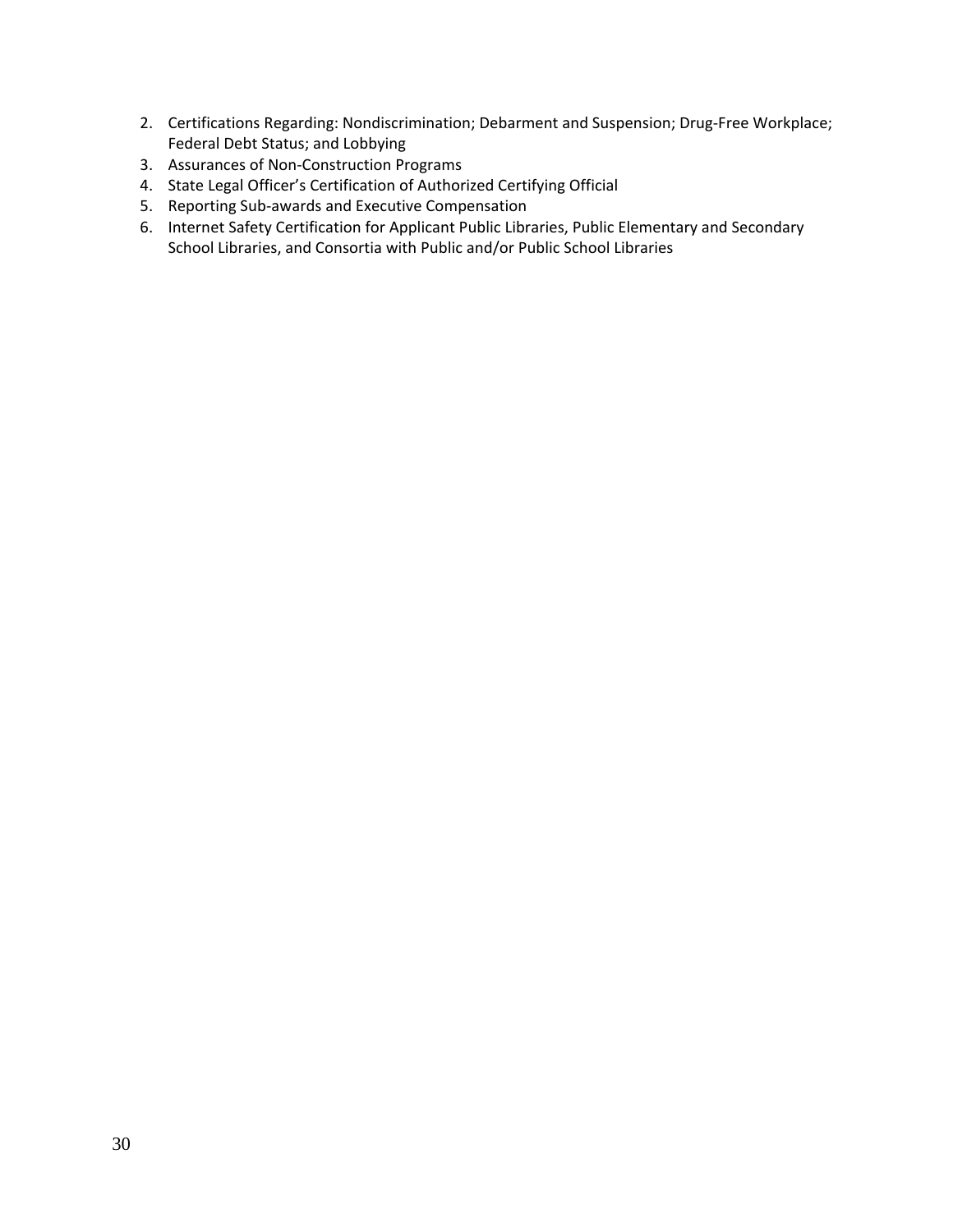2. Certifications Regarding: Nondiscrimination; Debarment and Suspension; Drug-Free Workplace; Federal Debt Status; and Lobbying
3. Assurances of Non-Construction Programs
4. State Legal Officer's Certification of Authorized Certifying Official
5. Reporting Sub-awards and Executive Compensation
6. Internet Safety Certification for Applicant Public Libraries, Public Elementary and Secondary School Libraries, and Consortia with Public and/or Public School Libraries